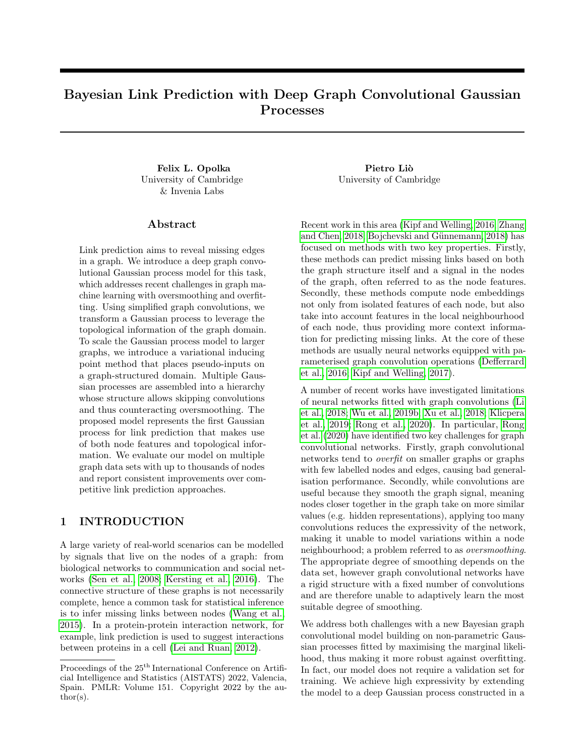# Bayesian Link Prediction with Deep Graph Convolutional Gaussian Processes

**Felix L. Opolka**
University of Cambridge
& Invenia Labs

**Pietro Liò**
University of Cambridge

## Abstract

Link prediction aims to reveal missing edges in a graph. We introduce a deep graph convolutional Gaussian process model for this task, which addresses recent challenges in graph machine learning with oversmoothing and overfitting. Using simplified graph convolutions, we transform a Gaussian process to leverage the topological information of the graph domain. To scale the Gaussian process model to larger graphs, we introduce a variational inducing point method that places pseudo-inputs on a graph-structured domain. Multiple Gaussian processes are assembled into a hierarchy whose structure allows skipping convolutions and thus counteracting oversmoothing. The proposed model represents the first Gaussian process for link prediction that makes use of both node features and topological information. We evaluate our model on multiple graph data sets with up to thousands of nodes and report consistent improvements over competitive link prediction approaches.

## 1 INTRODUCTION

A large variety of real-world scenarios can be modelled by signals that live on the nodes of a graph: from biological networks to communication and social networks (Sen et al., 2008; Kersting et al., 2016). The connective structure of these graphs is not necessarily complete, hence a common task for statistical inference is to infer missing links between nodes (Wang et al., 2015). In a protein-protein interaction network, for example, link prediction is used to suggest interactions between proteins in a cell (Lei and Ruan, 2012).

Recent work in this area (Kipf and Welling, 2016; Zhang and Chen, 2018; Bojchevski and Günnemann, 2018) has focused on methods with two key properties. Firstly, these methods can predict missing links based on both the graph structure itself and a signal in the nodes of the graph, often referred to as the node features. Secondly, these methods compute node embeddings not only from isolated features of each node, but also take into account features in the local neighbourhood of each node, thus providing more context information for predicting missing links. At the core of these methods are usually neural networks equipped with parameterised graph convolution operations (Defferrard et al., 2016; Kipf and Welling, 2017).

A number of recent works have investigated limitations of neural networks fitted with graph convolutions (Li et al., 2018; Wu et al., 2019b; Xu et al., 2018; Klicpera et al., 2019; Rong et al., 2020). In particular, Rong et al. (2020) have identified two key challenges for graph convolutional networks. Firstly, graph convolutional networks tend to *overfit* on smaller graphs or graphs with few labelled nodes and edges, causing bad generalisation performance. Secondly, while convolutions are useful because they smooth the graph signal, meaning nodes closer together in the graph take on more similar values (e.g. hidden representations), applying too many convolutions reduces the expressivity of the network, making it unable to model variations within a node neighbourhood; a problem referred to as *oversmoothing*. The appropriate degree of smoothing depends on the data set, however graph convolutional networks have a rigid structure with a fixed number of convolutions and are therefore unable to adaptively learn the most suitable degree of smoothing.

We address both challenges with a new Bayesian graph convolutional model building on non-parametric Gaussian processes fitted by maximising the marginal likelihood, thus making it more robust against overfitting. In fact, our model does not require a validation set for training. We achieve high expressivity by extending the model to a deep Gaussian process constructed in a

Proceedings of the 25[th] International Conference on Artificial Intelligence and Statistics (AISTATS) 2022, Valencia, Spain. PMLR: Volume 151. Copyright 2022 by the author(s).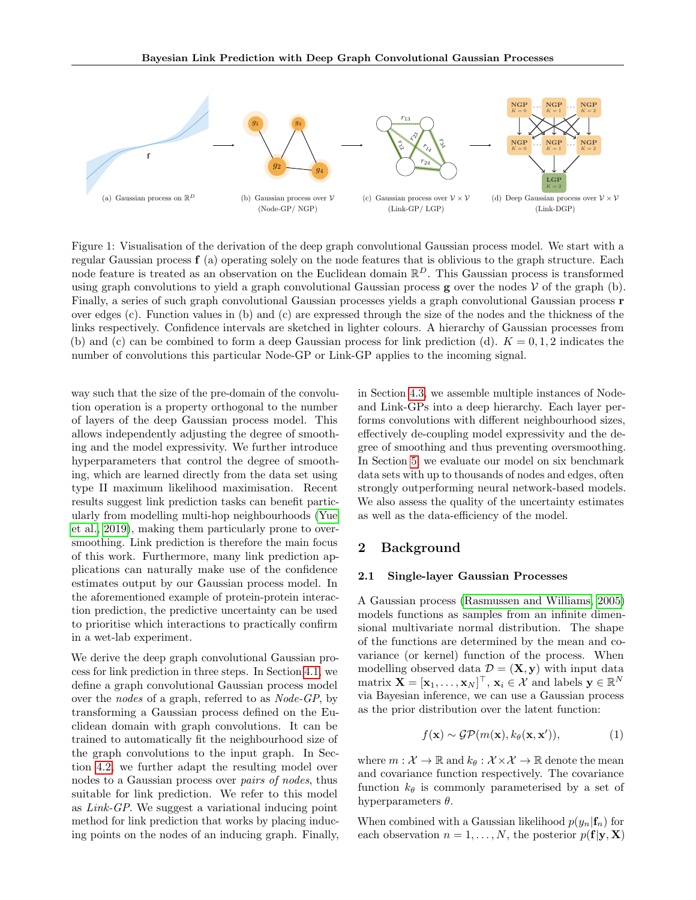Figure 1: Visualisation of the derivation of the deep graph convolutional Gaussian process model. We start with a regular Gaussian process $\mathbf{f}$ (a) operating solely on the node features that is oblivious to the graph structure. Each node feature is treated as an observation on the Euclidean domain $\mathbb{R}^D$. This Gaussian process is transformed using graph convolutions to yield a graph convolutional Gaussian process $\mathbf{g}$ over the nodes $\mathcal{V}$ of the graph (b). Finally, a series of such graph convolutional Gaussian processes yields a graph convolutional Gaussian process $\mathbf{r}$ over edges (c). Function values in (b) and (c) are expressed through the size of the nodes and the thickness of the links respectively. Confidence intervals are sketched in lighter colours. A hierarchy of Gaussian processes from (b) and (c) can be combined to form a deep Gaussian process for link prediction (d). $K = 0, 1, 2$ indicates the number of convolutions this particular Node-GP or Link-GP applies to the incoming signal.

way such that the size of the pre-domain of the convolution operation is a property orthogonal to the number of layers of the deep Gaussian process model. This allows independently adjusting the degree of smoothing and the model expressivity. We further introduce hyperparameters that control the degree of smoothing, which are learned directly from the data set using type II maximum likelihood maximisation. Recent results suggest link prediction tasks can benefit particularly from modelling multi-hop neighbourhoods (Yue et al., 2019), making them particularly prone to oversmoothing. Link prediction is therefore the main focus of this work. Furthermore, many link prediction applications can naturally make use of the confidence estimates output by our Gaussian process model. In the aforementioned example of protein-protein interaction prediction, the predictive uncertainty can be used to prioritise which interactions to practically confirm in a wet-lab experiment.

We derive the deep graph convolutional Gaussian process for link prediction in three steps. In Section 4.1, we define a graph convolutional Gaussian process model over the *nodes* of a graph, referred to as *Node-GP*, by transforming a Gaussian process defined on the Euclidean domain with graph convolutions. It can be trained to automatically fit the neighbourhood size of the graph convolutions to the input graph. In Section 4.2, we further adapt the resulting model over nodes to a Gaussian process over *pairs of nodes*, thus suitable for link prediction. We refer to this model as *Link-GP*. We suggest a variational inducing point method for link prediction that works by placing inducing points on the nodes of an inducing graph. Finally, in Section 4.3, we assemble multiple instances of Node- and Link-GPs into a deep hierarchy. Each layer performs convolutions with different neighbourhood sizes, effectively de-coupling model expressivity and the degree of smoothing and thus preventing oversmoothing. In Section 5, we evaluate our model on six benchmark data sets with up to thousands of nodes and edges, often strongly outperforming neural network-based models. We also assess the quality of the uncertainty estimates as well as the data-efficiency of the model.

## 2 Background

### 2.1 Single-layer Gaussian Processes

A Gaussian process (Rasmussen and Williams, 2005) models functions as samples from an infinite dimensional multivariate normal distribution. The shape of the functions are determined by the mean and covariance (or kernel) function of the process. When modelling observed data $\mathcal{D} = (\mathbf{X}, \mathbf{y})$ with input data matrix $\mathbf{X} = [\mathbf{x}_1, \ldots, \mathbf{x}_N]^\top$, $\mathbf{x}_i \in \mathcal{X}$ and labels $\mathbf{y} \in \mathbb{R}^N$ via Bayesian inference, we can use a Gaussian process as the prior distribution over the latent function:

$$f(\mathbf{x}) \sim \mathcal{GP}(m(\mathbf{x}), k_\theta(\mathbf{x}, \mathbf{x}')), \tag{1}$$

where $m : \mathcal{X} \to \mathbb{R}$ and $k_\theta : \mathcal{X} \times \mathcal{X} \to \mathbb{R}$ denote the mean and covariance function respectively. The covariance function $k_\theta$ is commonly parameterised by a set of hyperparameters $\theta$.

When combined with a Gaussian likelihood $p(y_n|\mathbf{f}_n)$ for each observation $n = 1, \ldots, N$, the posterior $p(\mathbf{f}|\mathbf{y}, \mathbf{X})$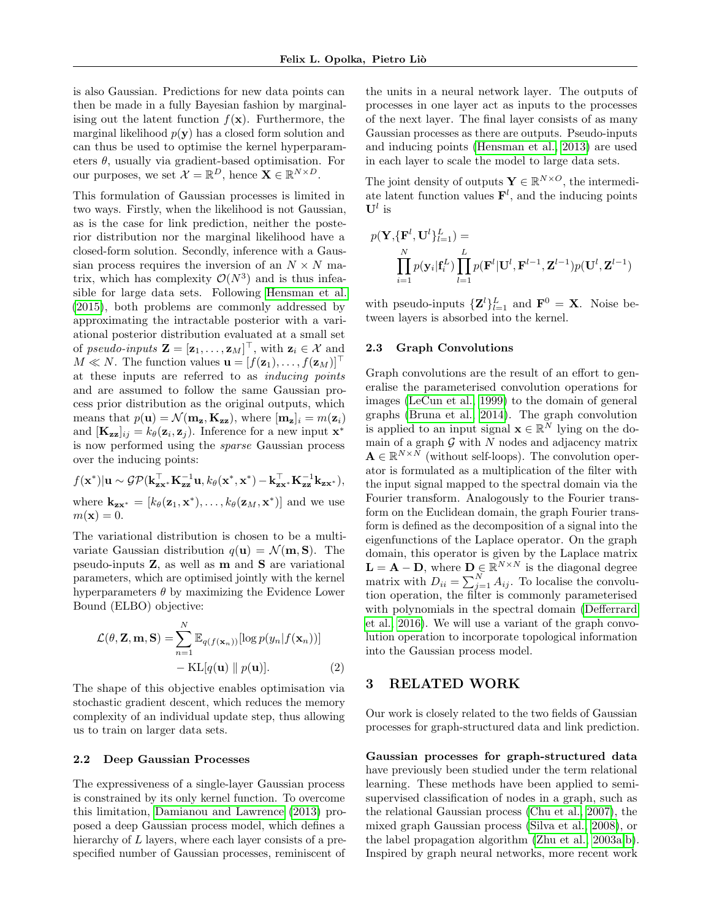is also Gaussian. Predictions for new data points can then be made in a fully Bayesian fashion by marginalising out the latent function $f(\mathbf{x})$. Furthermore, the marginal likelihood $p(\mathbf{y})$ has a closed form solution and can thus be used to optimise the kernel hyperparameters $\theta$, usually via gradient-based optimisation. For our purposes, we set $\mathcal{X} = \mathbb{R}^D$, hence $\mathbf{X} \in \mathbb{R}^{N \times D}$.

This formulation of Gaussian processes is limited in two ways. Firstly, when the likelihood is not Gaussian, as is the case for link prediction, neither the posterior distribution nor the marginal likelihood have a closed-form solution. Secondly, inference with a Gaussian process requires the inversion of an $N \times N$ matrix, which has complexity $\mathcal{O}(N^3)$ and is thus infeasible for large data sets. Following Hensman et al. (2015), both problems are commonly addressed by approximating the intractable posterior with a variational posterior distribution evaluated at a small set of *pseudo-inputs* $\mathbf{Z} = [\mathbf{z}_1, \ldots, \mathbf{z}_M]^\top$, with $\mathbf{z}_i \in \mathcal{X}$ and $M \ll N$. The function values $\mathbf{u} = [f(\mathbf{z}_1), \ldots, f(\mathbf{z}_M)]^\top$ at these inputs are referred to as *inducing points* and are assumed to follow the same Gaussian process prior distribution as the original outputs, which means that $p(\mathbf{u}) = \mathcal{N}(\mathbf{m}_\mathbf{z}, \mathbf{K}_{\mathbf{zz}})$, where $[\mathbf{m}_\mathbf{z}]_i = m(\mathbf{z}_i)$ and $[\mathbf{K}_{\mathbf{zz}}]_{ij} = k_\theta(\mathbf{z}_i, \mathbf{z}_j)$. Inference for a new input $\mathbf{x}^*$ is now performed using the *sparse* Gaussian process over the inducing points:

$$f(\mathbf{x}^*)|\mathbf{u} \sim \mathcal{GP}(\mathbf{k}_{\mathbf{zx}^*}^\top \mathbf{K}_{\mathbf{zz}}^{-1}\mathbf{u}, k_\theta(\mathbf{x}^*, \mathbf{x}^*) - \mathbf{k}_{\mathbf{zx}^*}^\top \mathbf{K}_{\mathbf{zz}}^{-1}\mathbf{k}_{\mathbf{zx}^*}),$$

where $\mathbf{k}_{\mathbf{zx}^*} = [k_\theta(\mathbf{z}_1, \mathbf{x}^*), \ldots, k_\theta(\mathbf{z}_M, \mathbf{x}^*)]$ and we use $m(\mathbf{x}) = 0$.

The variational distribution is chosen to be a multivariate Gaussian distribution $q(\mathbf{u}) = \mathcal{N}(\mathbf{m}, \mathbf{S})$. The pseudo-inputs $\mathbf{Z}$, as well as $\mathbf{m}$ and $\mathbf{S}$ are variational parameters, which are optimised jointly with the kernel hyperparameters $\theta$ by maximizing the Evidence Lower Bound (ELBO) objective:

$$\begin{aligned}\mathcal{L}(\theta, \mathbf{Z}, \mathbf{m}, \mathbf{S}) = &\sum_{n=1}^{N} \mathbb{E}_{q(f(\mathbf{x}_n))}[\log p(y_n|f(\mathbf{x}_n))] \\ &- \mathrm{KL}[q(\mathbf{u}) \parallel p(\mathbf{u})]. \end{aligned} \quad (2)$$

The shape of this objective enables optimisation via stochastic gradient descent, which reduces the memory complexity of an individual update step, thus allowing us to train on larger data sets.

### 2.2 Deep Gaussian Processes

The expressiveness of a single-layer Gaussian process is constrained by its only kernel function. To overcome this limitation, Damianou and Lawrence (2013) proposed a deep Gaussian process model, which defines a hierarchy of $L$ layers, where each layer consists of a prespecified number of Gaussian processes, reminiscent of the units in a neural network layer. The outputs of processes in one layer act as inputs to the processes of the next layer. The final layer consists of as many Gaussian processes as there are outputs. Pseudo-inputs and inducing points (Hensman et al., 2013) are used in each layer to scale the model to large data sets.

The joint density of outputs $\mathbf{Y} \in \mathbb{R}^{N \times O}$, the intermediate latent function values $\mathbf{F}^l$, and the inducing points $\mathbf{U}^l$ is

$$\begin{aligned}p(\mathbf{Y}, &\{\mathbf{F}^l, \mathbf{U}^l\}_{l=1}^L) = \\ &\prod_{i=1}^{N} p(\mathbf{y}_i|\mathbf{f}_i^L) \prod_{l=1}^{L} p(\mathbf{F}^l|\mathbf{U}^l, \mathbf{F}^{l-1}, \mathbf{Z}^{l-1}) p(\mathbf{U}^l, \mathbf{Z}^{l-1})\end{aligned}$$

with pseudo-inputs $\{\mathbf{Z}^l\}_{l=1}^L$ and $\mathbf{F}^0 = \mathbf{X}$. Noise between layers is absorbed into the kernel.

### 2.3 Graph Convolutions

Graph convolutions are the result of an effort to generalise the parameterised convolution operations for images (LeCun et al., 1999) to the domain of general graphs (Bruna et al., 2014). The graph convolution is applied to an input signal $\mathbf{x} \in \mathbb{R}^N$ lying on the domain of a graph $\mathcal{G}$ with $N$ nodes and adjacency matrix $\mathbf{A} \in \mathbb{R}^{N \times N}$ (without self-loops). The convolution operator is formulated as a multiplication of the filter with the input signal mapped to the spectral domain via the Fourier transform. Analogously to the Fourier transform on the Euclidean domain, the graph Fourier transform is defined as the decomposition of a signal into the eigenfunctions of the Laplace operator. On the graph domain, this operator is given by the Laplace matrix $\mathbf{L} = \mathbf{A} - \mathbf{D}$, where $\mathbf{D} \in \mathbb{R}^{N \times N}$ is the diagonal degree matrix with $D_{ii} = \sum_{j=1}^{N} A_{ij}$. To localise the convolution operation, the filter is commonly parameterised with polynomials in the spectral domain (Defferrard et al., 2016). We will use a variant of the graph convolution operation to incorporate topological information into the Gaussian process model.

## 3 RELATED WORK

Our work is closely related to the two fields of Gaussian processes for graph-structured data and link prediction.

**Gaussian processes for graph-structured data** have previously been studied under the term relational learning. These methods have been applied to semi-supervised classification of nodes in a graph, such as the relational Gaussian process (Chu et al., 2007), the mixed graph Gaussian process (Silva et al., 2008), or the label propagation algorithm (Zhu et al., 2003a,b). Inspired by graph neural networks, more recent work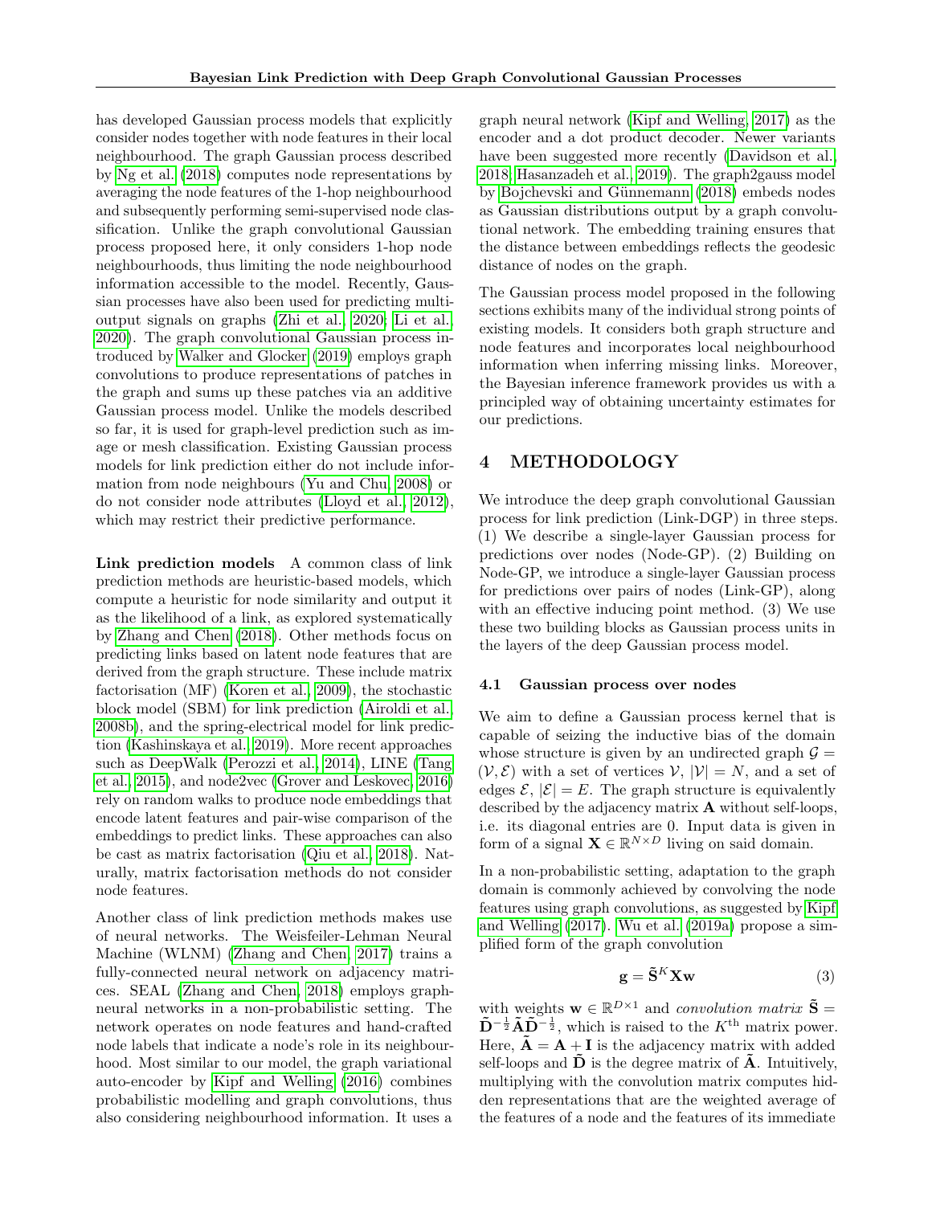has developed Gaussian process models that explicitly consider nodes together with node features in their local neighbourhood. The graph Gaussian process described by Ng et al. (2018) computes node representations by averaging the node features of the 1-hop neighbourhood and subsequently performing semi-supervised node classification. Unlike the graph convolutional Gaussian process proposed here, it only considers 1-hop node neighbourhoods, thus limiting the node neighbourhood information accessible to the model. Recently, Gaussian processes have also been used for predicting multi-output signals on graphs (Zhi et al., 2020; Li et al., 2020). The graph convolutional Gaussian process introduced by Walker and Glocker (2019) employs graph convolutions to produce representations of patches in the graph and sums up these patches via an additive Gaussian process model. Unlike the models described so far, it is used for graph-level prediction such as image or mesh classification. Existing Gaussian process models for link prediction either do not include information from node neighbours (Yu and Chu, 2008) or do not consider node attributes (Lloyd et al., 2012), which may restrict their predictive performance.

**Link prediction models** A common class of link prediction methods are heuristic-based models, which compute a heuristic for node similarity and output it as the likelihood of a link, as explored systematically by Zhang and Chen (2018). Other methods focus on predicting links based on latent node features that are derived from the graph structure. These include matrix factorisation (MF) (Koren et al., 2009), the stochastic block model (SBM) for link prediction (Airoldi et al., 2008b), and the spring-electrical model for link prediction (Kashinskaya et al., 2019). More recent approaches such as DeepWalk (Perozzi et al., 2014), LINE (Tang et al., 2015), and node2vec (Grover and Leskovec, 2016) rely on random walks to produce node embeddings that encode latent features and pair-wise comparison of the embeddings to predict links. These approaches can also be cast as matrix factorisation (Qiu et al., 2018). Naturally, matrix factorisation methods do not consider node features.

Another class of link prediction methods makes use of neural networks. The Weisfeiler-Lehman Neural Machine (WLNM) (Zhang and Chen, 2017) trains a fully-connected neural network on adjacency matrices. SEAL (Zhang and Chen, 2018) employs graph-neural networks in a non-probabilistic setting. The network operates on node features and hand-crafted node labels that indicate a node's role in its neighbourhood. Most similar to our model, the graph variational auto-encoder by Kipf and Welling (2016) combines probabilistic modelling and graph convolutions, thus also considering neighbourhood information. It uses a graph neural network (Kipf and Welling, 2017) as the encoder and a dot product decoder. Newer variants have been suggested more recently (Davidson et al., 2018; Hasanzadeh et al., 2019). The graph2gauss model by Bojchevski and Günnemann (2018) embeds nodes as Gaussian distributions output by a graph convolutional network. The embedding training ensures that the distance between embeddings reflects the geodesic distance of nodes on the graph.

The Gaussian process model proposed in the following sections exhibits many of the individual strong points of existing models. It considers both graph structure and node features and incorporates local neighbourhood information when inferring missing links. Moreover, the Bayesian inference framework provides us with a principled way of obtaining uncertainty estimates for our predictions.

# 4 METHODOLOGY

We introduce the deep graph convolutional Gaussian process for link prediction (Link-DGP) in three steps. (1) We describe a single-layer Gaussian process for predictions over nodes (Node-GP). (2) Building on Node-GP, we introduce a single-layer Gaussian process for predictions over pairs of nodes (Link-GP), along with an effective inducing point method. (3) We use these two building blocks as Gaussian process units in the layers of the deep Gaussian process model.

## 4.1 Gaussian process over nodes

We aim to define a Gaussian process kernel that is capable of seizing the inductive bias of the domain whose structure is given by an undirected graph $\mathcal{G} = (\mathcal{V}, \mathcal{E})$ with a set of vertices $\mathcal{V}$, $|\mathcal{V}| = N$, and a set of edges $\mathcal{E}$, $|\mathcal{E}| = E$. The graph structure is equivalently described by the adjacency matrix $\mathbf{A}$ without self-loops, i.e. its diagonal entries are 0. Input data is given in form of a signal $\mathbf{X} \in \mathbb{R}^{N \times D}$ living on said domain.

In a non-probabilistic setting, adaptation to the graph domain is commonly achieved by convolving the node features using graph convolutions, as suggested by Kipf and Welling (2017). Wu et al. (2019a) propose a simplified form of the graph convolution

$$\mathbf{g} = \tilde{\mathbf{S}}^K \mathbf{X} \mathbf{w} \tag{3}$$

with weights $\mathbf{w} \in \mathbb{R}^{D \times 1}$ and *convolution matrix* $\tilde{\mathbf{S}} = \tilde{\mathbf{D}}^{-\frac{1}{2}} \tilde{\mathbf{A}} \tilde{\mathbf{D}}^{-\frac{1}{2}}$, which is raised to the $K^{\text{th}}$ matrix power. Here, $\tilde{\mathbf{A}} = \mathbf{A} + \mathbf{I}$ is the adjacency matrix with added self-loops and $\tilde{\mathbf{D}}$ is the degree matrix of $\tilde{\mathbf{A}}$. Intuitively, multiplying with the convolution matrix computes hidden representations that are the weighted average of the features of a node and the features of its immediate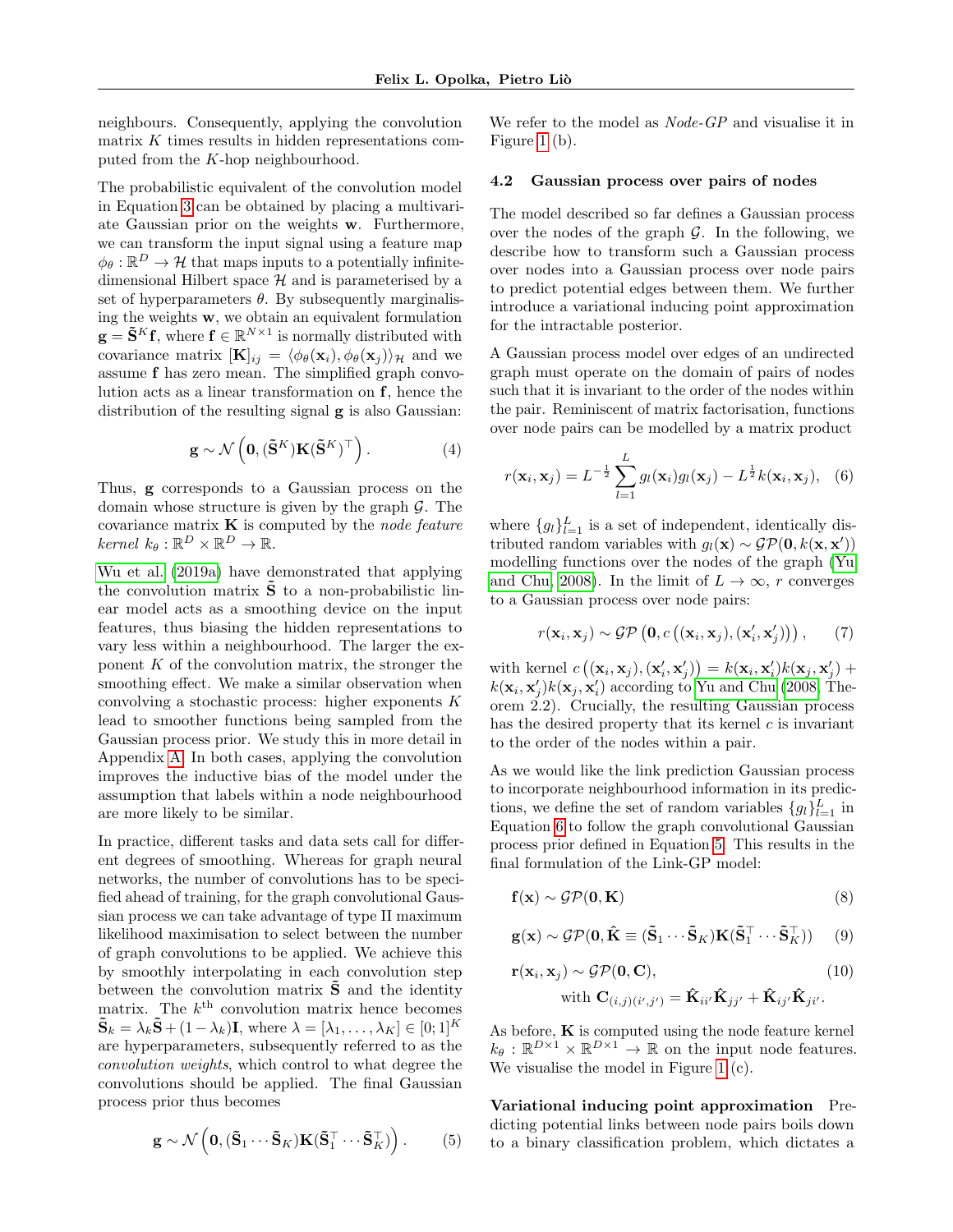neighbours. Consequently, applying the convolution matrix $K$ times results in hidden representations computed from the $K$-hop neighbourhood.

The probabilistic equivalent of the convolution model in Equation 3 can be obtained by placing a multivariate Gaussian prior on the weights $\mathbf{w}$. Furthermore, we can transform the input signal using a feature map $\phi_\theta : \mathbb{R}^D \to \mathcal{H}$ that maps inputs to a potentially infinite-dimensional Hilbert space $\mathcal{H}$ and is parameterised by a set of hyperparameters $\theta$. By subsequently marginalising the weights $\mathbf{w}$, we obtain an equivalent formulation $\mathbf{g} = \tilde{\mathbf{S}}^K \mathbf{f}$, where $\mathbf{f} \in \mathbb{R}^{N \times 1}$ is normally distributed with covariance matrix $[\mathbf{K}]_{ij} = \langle \phi_\theta(\mathbf{x}_i), \phi_\theta(\mathbf{x}_j) \rangle_{\mathcal{H}}$ and we assume $\mathbf{f}$ has zero mean. The simplified graph convolution acts as a linear transformation on $\mathbf{f}$, hence the distribution of the resulting signal $\mathbf{g}$ is also Gaussian:

$$\mathbf{g} \sim \mathcal{N}\left(\mathbf{0}, (\tilde{\mathbf{S}}^K)\mathbf{K}(\tilde{\mathbf{S}}^K)^\top\right). \tag{4}$$

Thus, $\mathbf{g}$ corresponds to a Gaussian process on the domain whose structure is given by the graph $\mathcal{G}$. The covariance matrix $\mathbf{K}$ is computed by the *node feature kernel* $k_\theta : \mathbb{R}^D \times \mathbb{R}^D \to \mathbb{R}$.

Wu et al. (2019a) have demonstrated that applying the convolution matrix $\tilde{\mathbf{S}}$ to a non-probabilistic linear model acts as a smoothing device on the input features, thus biasing the hidden representations to vary less within a neighbourhood. The larger the exponent $K$ of the convolution matrix, the stronger the smoothing effect. We make a similar observation when convolving a stochastic process: higher exponents $K$ lead to smoother functions being sampled from the Gaussian process prior. We study this in more detail in Appendix A. In both cases, applying the convolution improves the inductive bias of the model under the assumption that labels within a node neighbourhood are more likely to be similar.

In practice, different tasks and data sets call for different degrees of smoothing. Whereas for graph neural networks, the number of convolutions has to be specified ahead of training, for the graph convolutional Gaussian process we can take advantage of type II maximum likelihood maximisation to select between the number of graph convolutions to be applied. We achieve this by smoothly interpolating in each convolution step between the convolution matrix $\tilde{\mathbf{S}}$ and the identity matrix. The $k^{\text{th}}$ convolution matrix hence becomes $\tilde{\mathbf{S}}_k = \lambda_k \tilde{\mathbf{S}} + (1 - \lambda_k)\mathbf{I}$, where $\lambda = [\lambda_1, \ldots, \lambda_K] \in [0; 1]^K$ are hyperparameters, subsequently referred to as the *convolution weights*, which control to what degree the convolutions should be applied. The final Gaussian process prior thus becomes

$$\mathbf{g} \sim \mathcal{N}\left(\mathbf{0}, (\tilde{\mathbf{S}}_1 \cdots \tilde{\mathbf{S}}_K)\mathbf{K}(\tilde{\mathbf{S}}_1^\top \cdots \tilde{\mathbf{S}}_K^\top)\right). \tag{5}$$

We refer to the model as *Node-GP* and visualise it in Figure 1 (b).

### 4.2 Gaussian process over pairs of nodes

The model described so far defines a Gaussian process over the nodes of the graph $\mathcal{G}$. In the following, we describe how to transform such a Gaussian process over nodes into a Gaussian process over node pairs to predict potential edges between them. We further introduce a variational inducing point approximation for the intractable posterior.

A Gaussian process model over edges of an undirected graph must operate on the domain of pairs of nodes such that it is invariant to the order of the nodes within the pair. Reminiscent of matrix factorisation, functions over node pairs can be modelled by a matrix product

$$r(\mathbf{x}_i, \mathbf{x}_j) = L^{-\frac{1}{2}} \sum_{l=1}^{L} g_l(\mathbf{x}_i) g_l(\mathbf{x}_j) - L^{\frac{1}{2}} k(\mathbf{x}_i, \mathbf{x}_j), \tag{6}$$

where $\{g_l\}_{l=1}^L$ is a set of independent, identically distributed random variables with $g_l(\mathbf{x}) \sim \mathcal{GP}(\mathbf{0}, k(\mathbf{x}, \mathbf{x}'))$ modelling functions over the nodes of the graph (Yu and Chu, 2008). In the limit of $L \to \infty$, $r$ converges to a Gaussian process over node pairs:

$$r(\mathbf{x}_i, \mathbf{x}_j) \sim \mathcal{GP}\left(\mathbf{0}, c\left((\mathbf{x}_i, \mathbf{x}_j), (\mathbf{x}_i', \mathbf{x}_j')\right)\right), \tag{7}$$

with kernel $c\left((\mathbf{x}_i, \mathbf{x}_j), (\mathbf{x}_i', \mathbf{x}_j')\right) = k(\mathbf{x}_i, \mathbf{x}_i')k(\mathbf{x}_j, \mathbf{x}_j') + k(\mathbf{x}_i, \mathbf{x}_j')k(\mathbf{x}_j, \mathbf{x}_i')$ according to Yu and Chu (2008, Theorem 2.2). Crucially, the resulting Gaussian process has the desired property that its kernel $c$ is invariant to the order of the nodes within a pair.

As we would like the link prediction Gaussian process to incorporate neighbourhood information in its predictions, we define the set of random variables $\{g_l\}_{l=1}^L$ in Equation 6 to follow the graph convolutional Gaussian process prior defined in Equation 5. This results in the final formulation of the Link-GP model:

$$\mathbf{f}(\mathbf{x}) \sim \mathcal{GP}(\mathbf{0}, \mathbf{K}) \tag{8}$$

$$\mathbf{g}(\mathbf{x}) \sim \mathcal{GP}(\mathbf{0}, \hat{\mathbf{K}} \equiv (\tilde{\mathbf{S}}_1 \cdots \tilde{\mathbf{S}}_K)\mathbf{K}(\tilde{\mathbf{S}}_1^\top \cdots \tilde{\mathbf{S}}_K^\top)) \tag{9}$$

$$\mathbf{r}(\mathbf{x}_i, \mathbf{x}_j) \sim \mathcal{GP}(\mathbf{0}, \mathbf{C}), \tag{10}$$
$$\text{with } \mathbf{C}_{(i,j)(i',j')} = \hat{\mathbf{K}}_{ii'}\hat{\mathbf{K}}_{jj'} + \hat{\mathbf{K}}_{ij'}\hat{\mathbf{K}}_{ji'}.$$

As before, $\mathbf{K}$ is computed using the node feature kernel $k_\theta : \mathbb{R}^{D \times 1} \times \mathbb{R}^{D \times 1} \to \mathbb{R}$ on the input node features. We visualise the model in Figure 1 (c).

**Variational inducing point approximation** Predicting potential links between node pairs boils down to a binary classification problem, which dictates a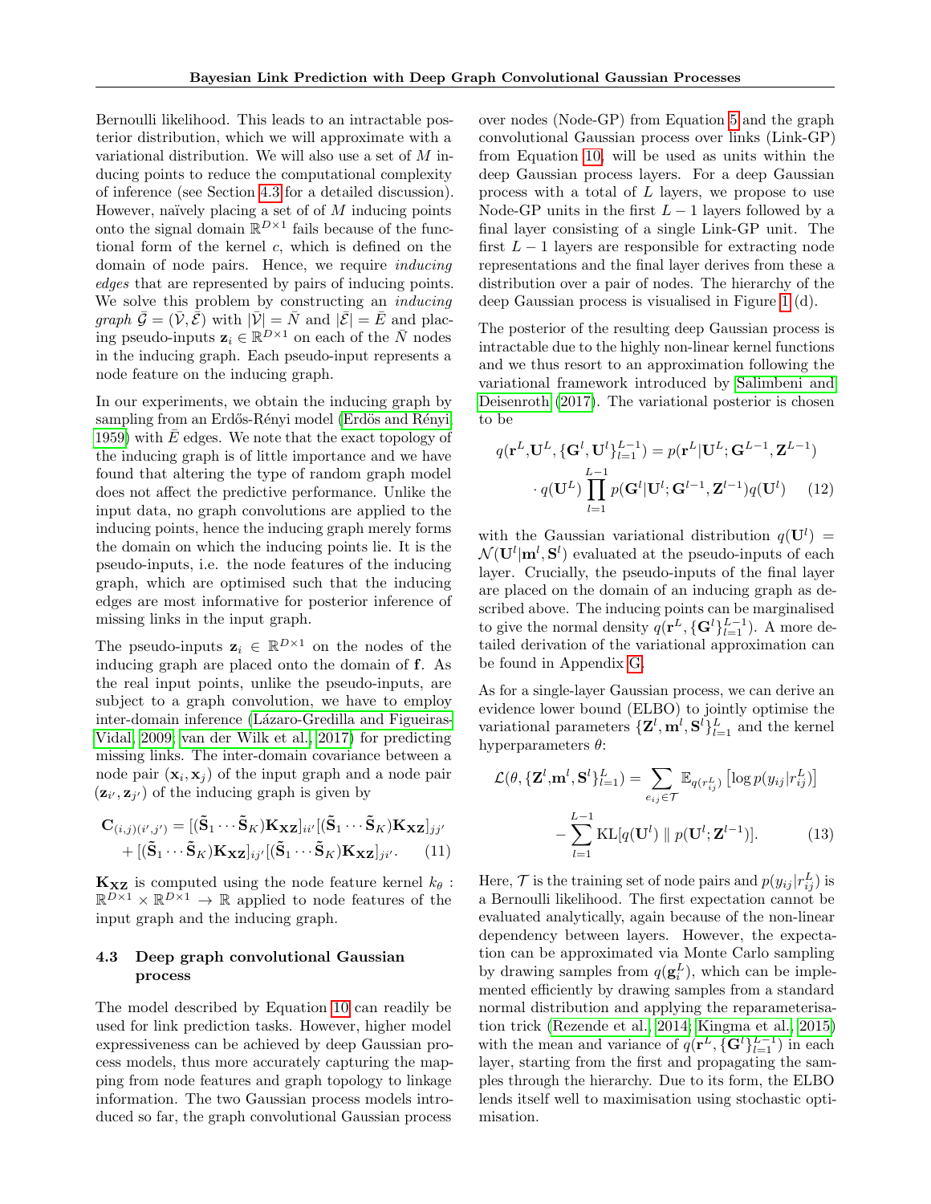Bernoulli likelihood. This leads to an intractable posterior distribution, which we will approximate with a variational distribution. We will also use a set of $M$ inducing points to reduce the computational complexity of inference (see Section 4.3 for a detailed discussion). However, naïvely placing a set of of $M$ inducing points onto the signal domain $\mathbb{R}^{D\times 1}$ fails because of the functional form of the kernel $c$, which is defined on the domain of node pairs. Hence, we require *inducing edges* that are represented by pairs of inducing points. We solve this problem by constructing an *inducing graph* $\bar{\mathcal{G}} = (\bar{\mathcal{V}}, \bar{\mathcal{E}})$ with $|\bar{\mathcal{V}}| = \bar{N}$ and $|\bar{\mathcal{E}}| = \bar{E}$ and placing pseudo-inputs $\mathbf{z}_i \in \mathbb{R}^{D\times 1}$ on each of the $\bar{N}$ nodes in the inducing graph. Each pseudo-input represents a node feature on the inducing graph.

In our experiments, we obtain the inducing graph by sampling from an Erdős-Rényi model (Erdős and Rényi, 1959) with $\bar{E}$ edges. We note that the exact topology of the inducing graph is of little importance and we have found that altering the type of random graph model does not affect the predictive performance. Unlike the input data, no graph convolutions are applied to the inducing points, hence the inducing graph merely forms the domain on which the inducing points lie. It is the pseudo-inputs, i.e. the node features of the inducing graph, which are optimised such that the inducing edges are most informative for posterior inference of missing links in the input graph.

The pseudo-inputs $\mathbf{z}_i \in \mathbb{R}^{D\times 1}$ on the nodes of the inducing graph are placed onto the domain of $\mathbf{f}$. As the real input points, unlike the pseudo-inputs, are subject to a graph convolution, we have to employ inter-domain inference (Lázaro-Gredilla and Figueiras-Vidal, 2009; van der Wilk et al., 2017) for predicting missing links. The inter-domain covariance between a node pair $(\mathbf{x}_i, \mathbf{x}_j)$ of the input graph and a node pair $(\mathbf{z}_{i'}, \mathbf{z}_{j'})$ of the inducing graph is given by

$$
\begin{aligned}
\mathbf{C}_{(i,j)(i',j')} = {} & [(\tilde{\mathbf{S}}_1 \cdots \tilde{\mathbf{S}}_K)\mathbf{K}_{\mathbf{XZ}}]_{ii'}[(\tilde{\mathbf{S}}_1 \cdots \tilde{\mathbf{S}}_K)\mathbf{K}_{\mathbf{XZ}}]_{jj'} \\
& + [(\tilde{\mathbf{S}}_1 \cdots \tilde{\mathbf{S}}_K)\mathbf{K}_{\mathbf{XZ}}]_{ij'}[(\tilde{\mathbf{S}}_1 \cdots \tilde{\mathbf{S}}_K)\mathbf{K}_{\mathbf{XZ}}]_{ji'}. \qquad (11)
\end{aligned}
$$

$\mathbf{K}_{\mathbf{XZ}}$ is computed using the node feature kernel $k_\theta : \mathbb{R}^{D\times 1} \times \mathbb{R}^{D\times 1} \to \mathbb{R}$ applied to node features of the input graph and the inducing graph.

### 4.3 Deep graph convolutional Gaussian process

The model described by Equation 10 can readily be used for link prediction tasks. However, higher model expressiveness can be achieved by deep Gaussian process models, thus more accurately capturing the mapping from node features and graph topology to linkage information. The two Gaussian process models introduced so far, the graph convolutional Gaussian process over nodes (Node-GP) from Equation 5 and the graph convolutional Gaussian process over links (Link-GP) from Equation 10, will be used as units within the deep Gaussian process layers. For a deep Gaussian process with a total of $L$ layers, we propose to use Node-GP units in the first $L-1$ layers followed by a final layer consisting of a single Link-GP unit. The first $L-1$ layers are responsible for extracting node representations and the final layer derives from these a distribution over a pair of nodes. The hierarchy of the deep Gaussian process is visualised in Figure 1 (d).

The posterior of the resulting deep Gaussian process is intractable due to the highly non-linear kernel functions and we thus resort to an approximation following the variational framework introduced by Salimbeni and Deisenroth (2017). The variational posterior is chosen to be

$$
\begin{aligned}
q(\mathbf{r}^L, \mathbf{U}^L, \{\mathbf{G}^l, \mathbf{U}^l\}_{l=1}^{L-1}) = {} & p(\mathbf{r}^L | \mathbf{U}^L; \mathbf{G}^{L-1}, \mathbf{Z}^{L-1}) \\
& \cdot q(\mathbf{U}^L) \prod_{l=1}^{L-1} p(\mathbf{G}^l | \mathbf{U}^l; \mathbf{G}^{l-1}, \mathbf{Z}^{l-1}) q(\mathbf{U}^l) \qquad (12)
\end{aligned}
$$

with the Gaussian variational distribution $q(\mathbf{U}^l) = \mathcal{N}(\mathbf{U}^l | \mathbf{m}^l, \mathbf{S}^l)$ evaluated at the pseudo-inputs of each layer. Crucially, the pseudo-inputs of the final layer are placed on the domain of an inducing graph as described above. The inducing points can be marginalised to give the normal density $q(\mathbf{r}^L, \{\mathbf{G}^l\}_{l=1}^{L-1})$. A more detailed derivation of the variational approximation can be found in Appendix G.

As for a single-layer Gaussian process, we can derive an evidence lower bound (ELBO) to jointly optimise the variational parameters $\{\mathbf{Z}^l, \mathbf{m}^l, \mathbf{S}^l\}_{l=1}^L$ and the kernel hyperparameters $\theta$:

$$
\begin{aligned}
\mathcal{L}(\theta, \{\mathbf{Z}^l, \mathbf{m}^l, \mathbf{S}^l\}_{l=1}^L) = {} & \sum_{e_{ij} \in \mathcal{T}} \mathbb{E}_{q(r_{ij}^L)} \left[\log p(y_{ij} | r_{ij}^L)\right] \\
& - \sum_{l=1}^{L-1} \mathrm{KL}[q(\mathbf{U}^l) \parallel p(\mathbf{U}^l; \mathbf{Z}^{l-1})]. \qquad (13)
\end{aligned}
$$

Here, $\mathcal{T}$ is the training set of node pairs and $p(y_{ij} | r_{ij}^L)$ is a Bernoulli likelihood. The first expectation cannot be evaluated analytically, again because of the non-linear dependency between layers. However, the expectation can be approximated via Monte Carlo sampling by drawing samples from $q(\mathbf{g}_i^L)$, which can be implemented efficiently by drawing samples from a standard normal distribution and applying the reparameterisation trick (Rezende et al., 2014; Kingma et al., 2015) with the mean and variance of $q(\mathbf{r}^L, \{\mathbf{G}^l\}_{l=1}^{L-1})$ in each layer, starting from the first and propagating the samples through the hierarchy. Due to its form, the ELBO lends itself well to maximisation using stochastic optimisation.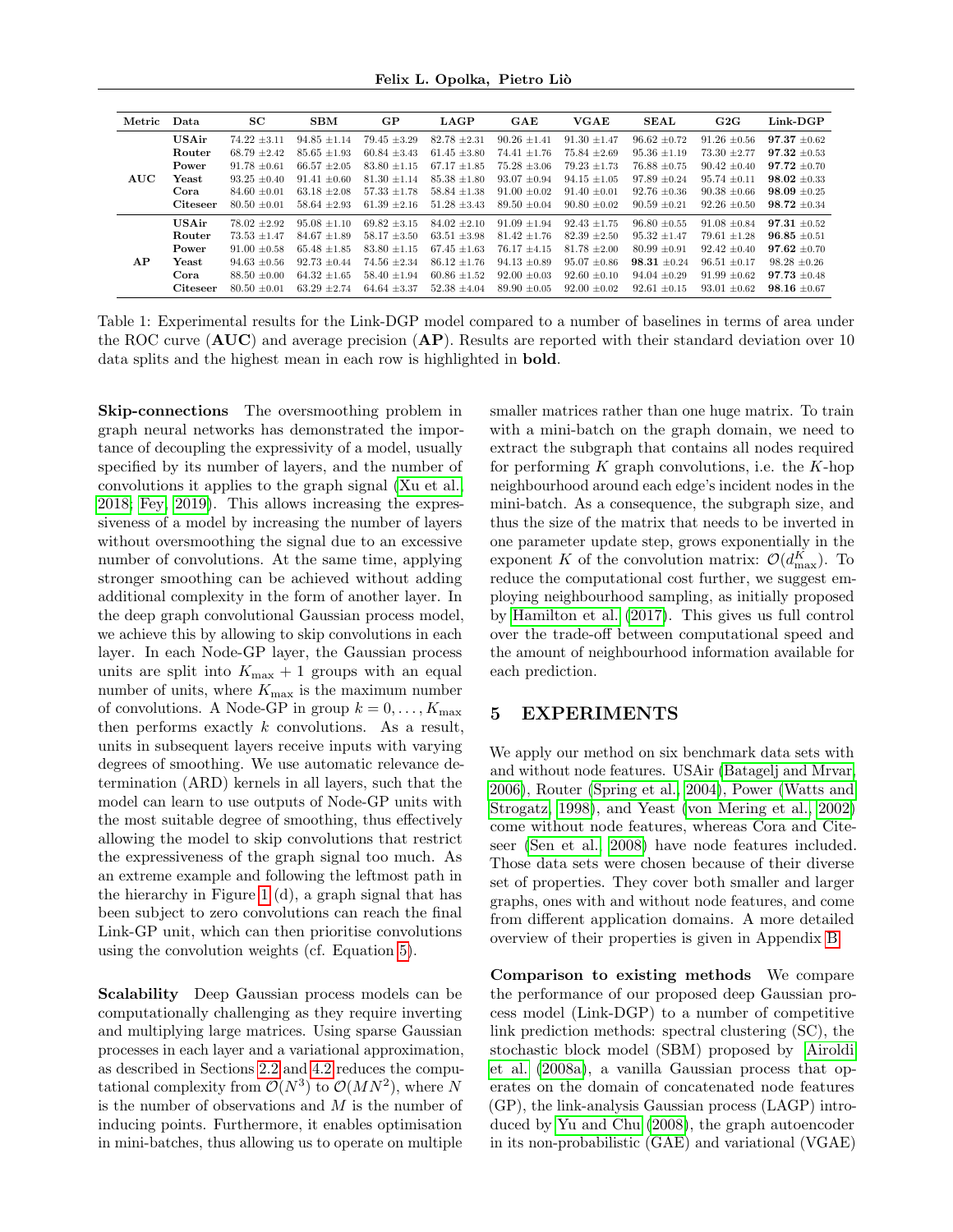| Metric | Data | SC | SBM | GP | LAGP | GAE | VGAE | SEAL | G2G | Link-DGP |
|---|---|---|---|---|---|---|---|---|---|---|
| **AUC** | **USAir** | 74.22 ±3.11 | 94.85 ±1.14 | 79.45 ±3.29 | 82.78 ±2.31 | 90.26 ±1.41 | 91.30 ±1.47 | 96.62 ±0.72 | 91.26 ±0.56 | **97.37** ±0.62 |
| | **Router** | 68.79 ±2.42 | 85.65 ±1.93 | 60.84 ±3.43 | 61.45 ±3.80 | 74.41 ±1.76 | 75.84 ±2.69 | 95.36 ±1.19 | 73.30 ±2.77 | **97.32** ±0.53 |
| | **Power** | 91.78 ±0.61 | 66.57 ±2.05 | 83.80 ±1.15 | 67.17 ±1.85 | 75.28 ±3.06 | 79.23 ±1.73 | 76.88 ±0.75 | 90.42 ±0.40 | **97.72** ±0.70 |
| | **Yeast** | 93.25 ±0.40 | 91.41 ±0.60 | 81.30 ±1.14 | 85.38 ±1.80 | 93.07 ±0.94 | 94.15 ±1.05 | 97.89 ±0.24 | 95.74 ±0.11 | **98.02** ±0.33 |
| | **Cora** | 84.60 ±0.01 | 63.18 ±2.08 | 57.33 ±1.78 | 58.84 ±1.38 | 91.00 ±0.02 | 91.40 ±0.01 | 92.76 ±0.36 | 90.38 ±0.66 | **98.09** ±0.25 |
| | **Citeseer** | 80.50 ±0.01 | 58.64 ±2.93 | 61.39 ±2.16 | 51.28 ±3.43 | 89.50 ±0.04 | 90.80 ±0.02 | 90.59 ±0.21 | 92.26 ±0.50 | **98.72** ±0.34 |
| **AP** | **USAir** | 78.02 ±2.92 | 95.08 ±1.10 | 69.82 ±3.15 | 84.02 ±2.10 | 91.09 ±1.94 | 92.43 ±1.75 | 96.80 ±0.55 | 91.08 ±0.84 | **97.31** ±0.52 |
| | **Router** | 73.53 ±1.47 | 84.67 ±1.89 | 58.17 ±3.50 | 63.51 ±3.98 | 81.42 ±1.76 | 82.39 ±2.50 | 95.32 ±1.47 | 79.61 ±1.28 | **96.85** ±0.51 |
| | **Power** | 91.00 ±0.58 | 65.48 ±1.85 | 83.80 ±1.15 | 67.45 ±1.63 | 76.17 ±4.15 | 81.78 ±2.00 | 80.99 ±0.91 | 92.42 ±0.40 | **97.62** ±0.70 |
| | **Yeast** | 94.63 ±0.56 | 92.73 ±0.44 | 74.56 ±2.34 | 86.12 ±1.76 | 94.13 ±0.89 | 95.07 ±0.86 | **98.31** ±0.24 | 96.51 ±0.17 | 98.28 ±0.26 |
| | **Cora** | 88.50 ±0.00 | 64.32 ±1.65 | 58.40 ±1.94 | 60.86 ±1.52 | 92.00 ±0.03 | 92.60 ±0.10 | 94.04 ±0.29 | 91.99 ±0.62 | **97.73** ±0.48 |
| | **Citeseer** | 80.50 ±0.01 | 63.29 ±2.74 | 64.64 ±3.37 | 52.38 ±4.04 | 89.90 ±0.05 | 92.00 ±0.02 | 92.61 ±0.15 | 93.01 ±0.62 | **98.16** ±0.67 |

Table 1: Experimental results for the Link-DGP model compared to a number of baselines in terms of area under the ROC curve (**AUC**) and average precision (**AP**). Results are reported with their standard deviation over 10 data splits and the highest mean in each row is highlighted in **bold**.

**Skip-connections** The oversmoothing problem in graph neural networks has demonstrated the importance of decoupling the expressivity of a model, usually specified by its number of layers, and the number of convolutions it applies to the graph signal (Xu et al., 2018; Fey, 2019). This allows increasing the expressiveness of a model by increasing the number of layers without oversmoothing the signal due to an excessive number of convolutions. At the same time, applying stronger smoothing can be achieved without adding additional complexity in the form of another layer. In the deep graph convolutional Gaussian process model, we achieve this by allowing to skip convolutions in each layer. In each Node-GP layer, the Gaussian process units are split into $K_{\max} + 1$ groups with an equal number of units, where $K_{\max}$ is the maximum number of convolutions. A Node-GP in group $k = 0, \ldots, K_{\max}$ then performs exactly $k$ convolutions. As a result, units in subsequent layers receive inputs with varying degrees of smoothing. We use automatic relevance determination (ARD) kernels in all layers, such that the model can learn to use outputs of Node-GP units with the most suitable degree of smoothing, thus effectively allowing the model to skip convolutions that restrict the expressiveness of the graph signal too much. As an extreme example and following the leftmost path in the hierarchy in Figure 1 (d), a graph signal that has been subject to zero convolutions can reach the final Link-GP unit, which can then prioritise convolutions using the convolution weights (cf. Equation 5).

**Scalability** Deep Gaussian process models can be computationally challenging as they require inverting and multiplying large matrices. Using sparse Gaussian processes in each layer and a variational approximation, as described in Sections 2.2 and 4.2 reduces the computational complexity from $\mathcal{O}(N^3)$ to $\mathcal{O}(MN^2)$, where $N$ is the number of observations and $M$ is the number of inducing points. Furthermore, it enables optimisation in mini-batches, thus allowing us to operate on multiple smaller matrices rather than one huge matrix. To train with a mini-batch on the graph domain, we need to extract the subgraph that contains all nodes required for performing $K$ graph convolutions, i.e. the $K$-hop neighbourhood around each edge's incident nodes in the mini-batch. As a consequence, the subgraph size, and thus the size of the matrix that needs to be inverted in one parameter update step, grows exponentially in the exponent $K$ of the convolution matrix: $\mathcal{O}(d_{\max}^K)$. To reduce the computational cost further, we suggest employing neighbourhood sampling, as initially proposed by Hamilton et al. (2017). This gives us full control over the trade-off between computational speed and the amount of neighbourhood information available for each prediction.

## 5 EXPERIMENTS

We apply our method on six benchmark data sets with and without node features. USAir (Batagelj and Mrvar, 2006), Router (Spring et al., 2004), Power (Watts and Strogatz, 1998), and Yeast (von Mering et al., 2002) come without node features, whereas Cora and Citeseer (Sen et al., 2008) have node features included. Those data sets were chosen because of their diverse set of properties. They cover both smaller and larger graphs, ones with and without node features, and come from different application domains. A more detailed overview of their properties is given in Appendix B.

**Comparison to existing methods** We compare the performance of our proposed deep Gaussian process model (Link-DGP) to a number of competitive link prediction methods: spectral clustering (SC), the stochastic block model (SBM) proposed by Airoldi et al. (2008a), a vanilla Gaussian process that operates on the domain of concatenated node features (GP), the link-analysis Gaussian process (LAGP) introduced by Yu and Chu (2008), the graph autoencoder in its non-probabilistic (GAE) and variational (VGAE)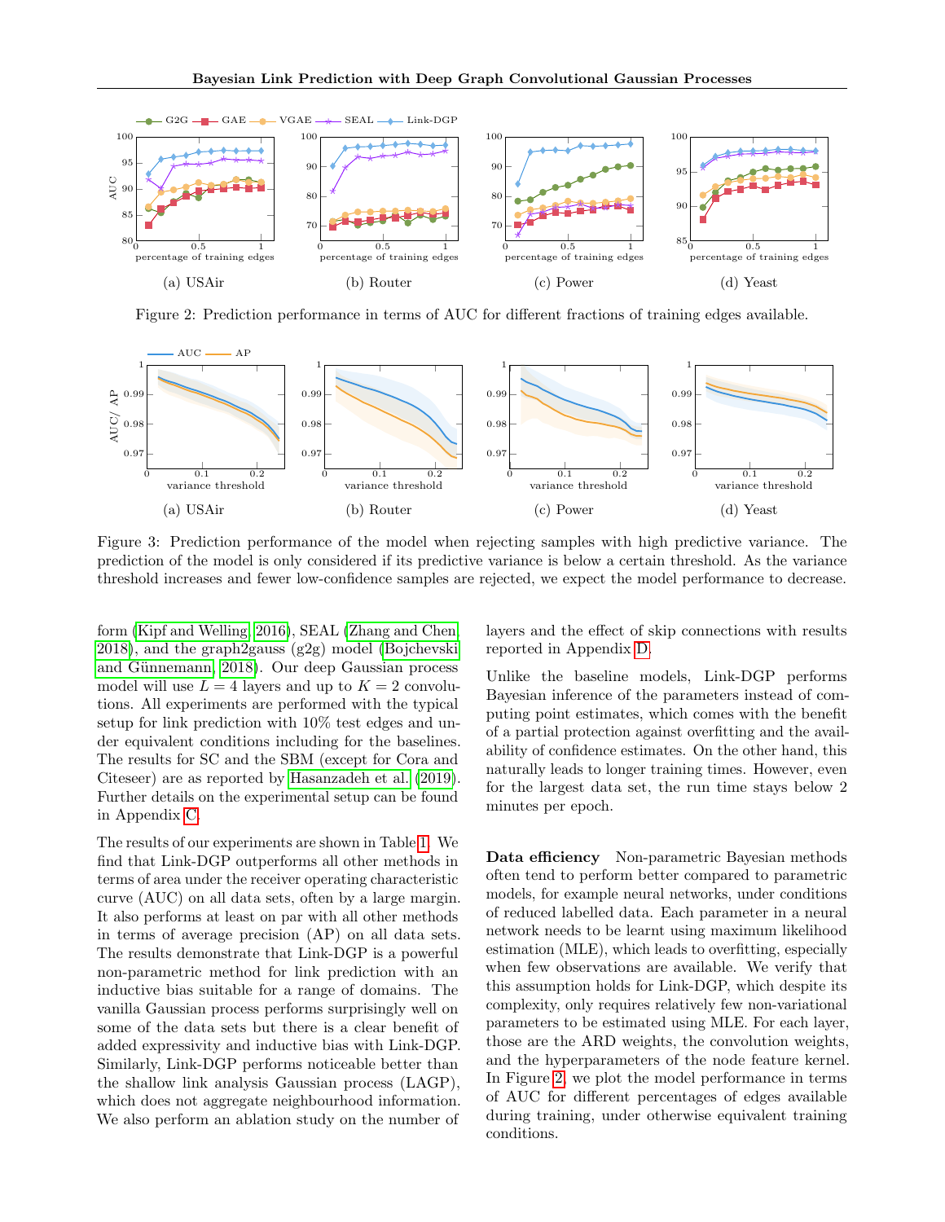Figure 2: Prediction performance in terms of AUC for different fractions of training edges available.

Figure 3: Prediction performance of the model when rejecting samples with high predictive variance. The prediction of the model is only considered if its predictive variance is below a certain threshold. As the variance threshold increases and fewer low-confidence samples are rejected, we expect the model performance to decrease.

form (Kipf and Welling, 2016), SEAL (Zhang and Chen, 2018), and the graph2gauss (g2g) model (Bojchevski and Günnemann, 2018). Our deep Gaussian process model will use $L = 4$ layers and up to $K = 2$ convolutions. All experiments are performed with the typical setup for link prediction with 10% test edges and under equivalent conditions including for the baselines. The results for SC and the SBM (except for Cora and Citeseer) are as reported by Hasanzadeh et al. (2019). Further details on the experimental setup can be found in Appendix C.

The results of our experiments are shown in Table 1. We find that Link-DGP outperforms all other methods in terms of area under the receiver operating characteristic curve (AUC) on all data sets, often by a large margin. It also performs at least on par with all other methods in terms of average precision (AP) on all data sets. The results demonstrate that Link-DGP is a powerful non-parametric method for link prediction with an inductive bias suitable for a range of domains. The vanilla Gaussian process performs surprisingly well on some of the data sets but there is a clear benefit of added expressivity and inductive bias with Link-DGP. Similarly, Link-DGP performs noticeable better than the shallow link analysis Gaussian process (LAGP), which does not aggregate neighbourhood information. We also perform an ablation study on the number of layers and the effect of skip connections with results reported in Appendix D.

Unlike the baseline models, Link-DGP performs Bayesian inference of the parameters instead of computing point estimates, which comes with the benefit of a partial protection against overfitting and the availability of confidence estimates. On the other hand, this naturally leads to longer training times. However, even for the largest data set, the run time stays below 2 minutes per epoch.

**Data efficiency** Non-parametric Bayesian methods often tend to perform better compared to parametric models, for example neural networks, under conditions of reduced labelled data. Each parameter in a neural network needs to be learnt using maximum likelihood estimation (MLE), which leads to overfitting, especially when few observations are available. We verify that this assumption holds for Link-DGP, which despite its complexity, only requires relatively few non-variational parameters to be estimated using MLE. For each layer, those are the ARD weights, the convolution weights, and the hyperparameters of the node feature kernel. In Figure 2, we plot the model performance in terms of AUC for different percentages of edges available during training, under otherwise equivalent training conditions.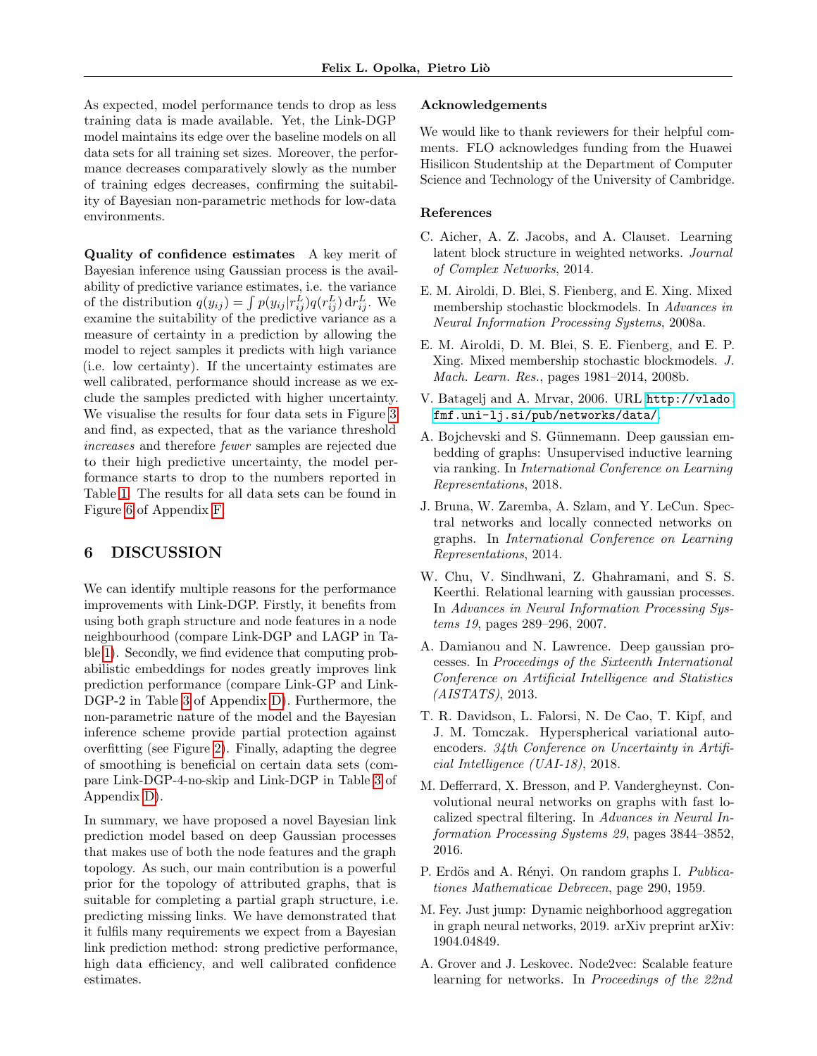As expected, model performance tends to drop as less training data is made available. Yet, the Link-DGP model maintains its edge over the baseline models on all data sets for all training set sizes. Moreover, the performance decreases comparatively slowly as the number of training edges decreases, confirming the suitability of Bayesian non-parametric methods for low-data environments.

**Quality of confidence estimates** A key merit of Bayesian inference using Gaussian process is the availability of predictive variance estimates, i.e. the variance of the distribution $q(y_{ij}) = \int p(y_{ij}|r^L_{ij}) q(r^L_{ij}) \, \mathrm{d}r^L_{ij}$. We examine the suitability of the predictive variance as a measure of certainty in a prediction by allowing the model to reject samples it predicts with high variance (i.e. low certainty). If the uncertainty estimates are well calibrated, performance should increase as we exclude the samples predicted with higher uncertainty. We visualise the results for four data sets in Figure 3 and find, as expected, that as the variance threshold *increases* and therefore *fewer* samples are rejected due to their high predictive uncertainty, the model performance starts to drop to the numbers reported in Table 1. The results for all data sets can be found in Figure 6 of Appendix F.

## 6 DISCUSSION

We can identify multiple reasons for the performance improvements with Link-DGP. Firstly, it benefits from using both graph structure and node features in a node neighbourhood (compare Link-DGP and LAGP in Table 1). Secondly, we find evidence that computing probabilistic embeddings for nodes greatly improves link prediction performance (compare Link-GP and Link-DGP-2 in Table 3 of Appendix D). Furthermore, the non-parametric nature of the model and the Bayesian inference scheme provide partial protection against overfitting (see Figure 2). Finally, adapting the degree of smoothing is beneficial on certain data sets (compare Link-DGP-4-no-skip and Link-DGP in Table 3 of Appendix D).

In summary, we have proposed a novel Bayesian link prediction model based on deep Gaussian processes that makes use of both the node features and the graph topology. As such, our main contribution is a powerful prior for the topology of attributed graphs, that is suitable for completing a partial graph structure, i.e. predicting missing links. We have demonstrated that it fulfils many requirements we expect from a Bayesian link prediction method: strong predictive performance, high data efficiency, and well calibrated confidence estimates.

### Acknowledgements

We would like to thank reviewers for their helpful comments. FLO acknowledges funding from the Huawei Hisilicon Studentship at the Department of Computer Science and Technology of the University of Cambridge.

### References

C. Aicher, A. Z. Jacobs, and A. Clauset. Learning latent block structure in weighted networks. *Journal of Complex Networks*, 2014.

E. M. Airoldi, D. Blei, S. Fienberg, and E. Xing. Mixed membership stochastic blockmodels. In *Advances in Neural Information Processing Systems*, 2008a.

E. M. Airoldi, D. M. Blei, S. E. Fienberg, and E. P. Xing. Mixed membership stochastic blockmodels. *J. Mach. Learn. Res.*, pages 1981–2014, 2008b.

V. Batagelj and A. Mrvar, 2006. URL `http://vlado.fmf.uni-lj.si/pub/networks/data/`.

A. Bojchevski and S. Günnemann. Deep gaussian embedding of graphs: Unsupervised inductive learning via ranking. In *International Conference on Learning Representations*, 2018.

J. Bruna, W. Zaremba, A. Szlam, and Y. LeCun. Spectral networks and locally connected networks on graphs. In *International Conference on Learning Representations*, 2014.

W. Chu, V. Sindhwani, Z. Ghahramani, and S. S. Keerthi. Relational learning with gaussian processes. In *Advances in Neural Information Processing Systems 19*, pages 289–296, 2007.

A. Damianou and N. Lawrence. Deep gaussian processes. In *Proceedings of the Sixteenth International Conference on Artificial Intelligence and Statistics (AISTATS)*, 2013.

T. R. Davidson, L. Falorsi, N. De Cao, T. Kipf, and J. M. Tomczak. Hyperspherical variational auto-encoders. *34th Conference on Uncertainty in Artificial Intelligence (UAI-18)*, 2018.

M. Defferrard, X. Bresson, and P. Vandergheynst. Convolutional neural networks on graphs with fast localized spectral filtering. In *Advances in Neural Information Processing Systems 29*, pages 3844–3852, 2016.

P. Erdös and A. Rényi. On random graphs I. *Publicationes Mathematicae Debrecen*, page 290, 1959.

M. Fey. Just jump: Dynamic neighborhood aggregation in graph neural networks, 2019. arXiv preprint arXiv:1904.04849.

A. Grover and J. Leskovec. Node2vec: Scalable feature learning for networks. In *Proceedings of the 22nd*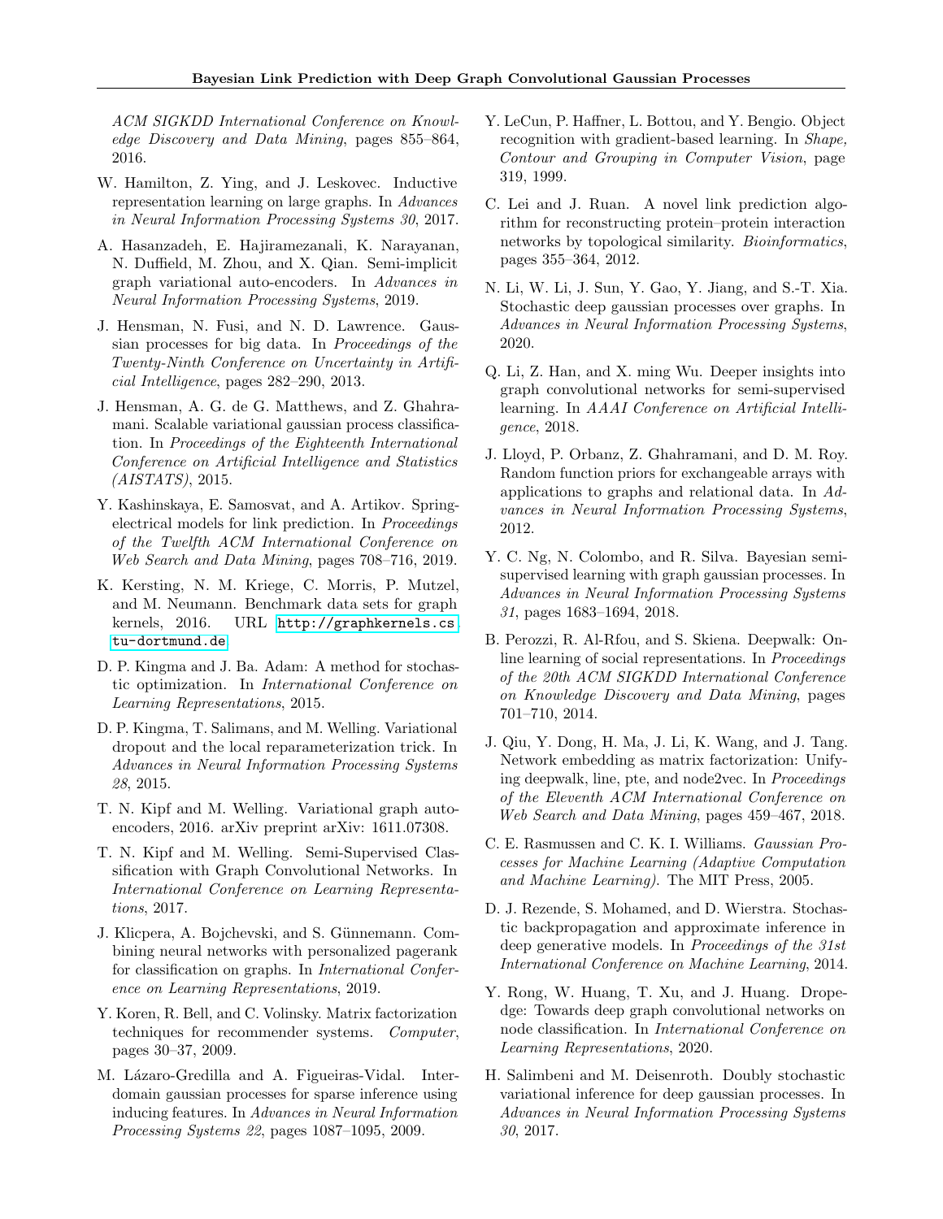ACM SIGKDD International Conference on Knowledge Discovery and Data Mining*, pages 855–864, 2016.

W. Hamilton, Z. Ying, and J. Leskovec. Inductive representation learning on large graphs. In *Advances in Neural Information Processing Systems 30*, 2017.

A. Hasanzadeh, E. Hajiramezanali, K. Narayanan, N. Duffield, M. Zhou, and X. Qian. Semi-implicit graph variational auto-encoders. In *Advances in Neural Information Processing Systems*, 2019.

J. Hensman, N. Fusi, and N. D. Lawrence. Gaussian processes for big data. In *Proceedings of the Twenty-Ninth Conference on Uncertainty in Artificial Intelligence*, pages 282–290, 2013.

J. Hensman, A. G. de G. Matthews, and Z. Ghahramani. Scalable variational gaussian process classification. In *Proceedings of the Eighteenth International Conference on Artificial Intelligence and Statistics (AISTATS)*, 2015.

Y. Kashinskaya, E. Samosvat, and A. Artikov. Spring-electrical models for link prediction. In *Proceedings of the Twelfth ACM International Conference on Web Search and Data Mining*, pages 708–716, 2019.

K. Kersting, N. M. Kriege, C. Morris, P. Mutzel, and M. Neumann. Benchmark data sets for graph kernels, 2016. URL http://graphkernels.cs.tu-dortmund.de.

D. P. Kingma and J. Ba. Adam: A method for stochastic optimization. In *International Conference on Learning Representations*, 2015.

D. P. Kingma, T. Salimans, and M. Welling. Variational dropout and the local reparameterization trick. In *Advances in Neural Information Processing Systems 28*, 2015.

T. N. Kipf and M. Welling. Variational graph auto-encoders, 2016. arXiv preprint arXiv: 1611.07308.

T. N. Kipf and M. Welling. Semi-Supervised Classification with Graph Convolutional Networks. In *International Conference on Learning Representations*, 2017.

J. Klicpera, A. Bojchevski, and S. Günnemann. Combining neural networks with personalized pagerank for classification on graphs. In *International Conference on Learning Representations*, 2019.

Y. Koren, R. Bell, and C. Volinsky. Matrix factorization techniques for recommender systems. *Computer*, pages 30–37, 2009.

M. Lázaro-Gredilla and A. Figueiras-Vidal. Inter-domain gaussian processes for sparse inference using inducing features. In *Advances in Neural Information Processing Systems 22*, pages 1087–1095, 2009.

Y. LeCun, P. Haffner, L. Bottou, and Y. Bengio. Object recognition with gradient-based learning. In *Shape, Contour and Grouping in Computer Vision*, page 319, 1999.

C. Lei and J. Ruan. A novel link prediction algorithm for reconstructing protein–protein interaction networks by topological similarity. *Bioinformatics*, pages 355–364, 2012.

N. Li, W. Li, J. Sun, Y. Gao, Y. Jiang, and S.-T. Xia. Stochastic deep gaussian processes over graphs. In *Advances in Neural Information Processing Systems*, 2020.

Q. Li, Z. Han, and X. ming Wu. Deeper insights into graph convolutional networks for semi-supervised learning. In *AAAI Conference on Artificial Intelligence*, 2018.

J. Lloyd, P. Orbanz, Z. Ghahramani, and D. M. Roy. Random function priors for exchangeable arrays with applications to graphs and relational data. In *Advances in Neural Information Processing Systems*, 2012.

Y. C. Ng, N. Colombo, and R. Silva. Bayesian semi-supervised learning with graph gaussian processes. In *Advances in Neural Information Processing Systems 31*, pages 1683–1694, 2018.

B. Perozzi, R. Al-Rfou, and S. Skiena. Deepwalk: Online learning of social representations. In *Proceedings of the 20th ACM SIGKDD International Conference on Knowledge Discovery and Data Mining*, pages 701–710, 2014.

J. Qiu, Y. Dong, H. Ma, J. Li, K. Wang, and J. Tang. Network embedding as matrix factorization: Unifying deepwalk, line, pte, and node2vec. In *Proceedings of the Eleventh ACM International Conference on Web Search and Data Mining*, pages 459–467, 2018.

C. E. Rasmussen and C. K. I. Williams. *Gaussian Processes for Machine Learning (Adaptive Computation and Machine Learning)*. The MIT Press, 2005.

D. J. Rezende, S. Mohamed, and D. Wierstra. Stochastic backpropagation and approximate inference in deep generative models. In *Proceedings of the 31st International Conference on Machine Learning*, 2014.

Y. Rong, W. Huang, T. Xu, and J. Huang. Dropedge: Towards deep graph convolutional networks on node classification. In *International Conference on Learning Representations*, 2020.

H. Salimbeni and M. Deisenroth. Doubly stochastic variational inference for deep gaussian processes. In *Advances in Neural Information Processing Systems 30*, 2017.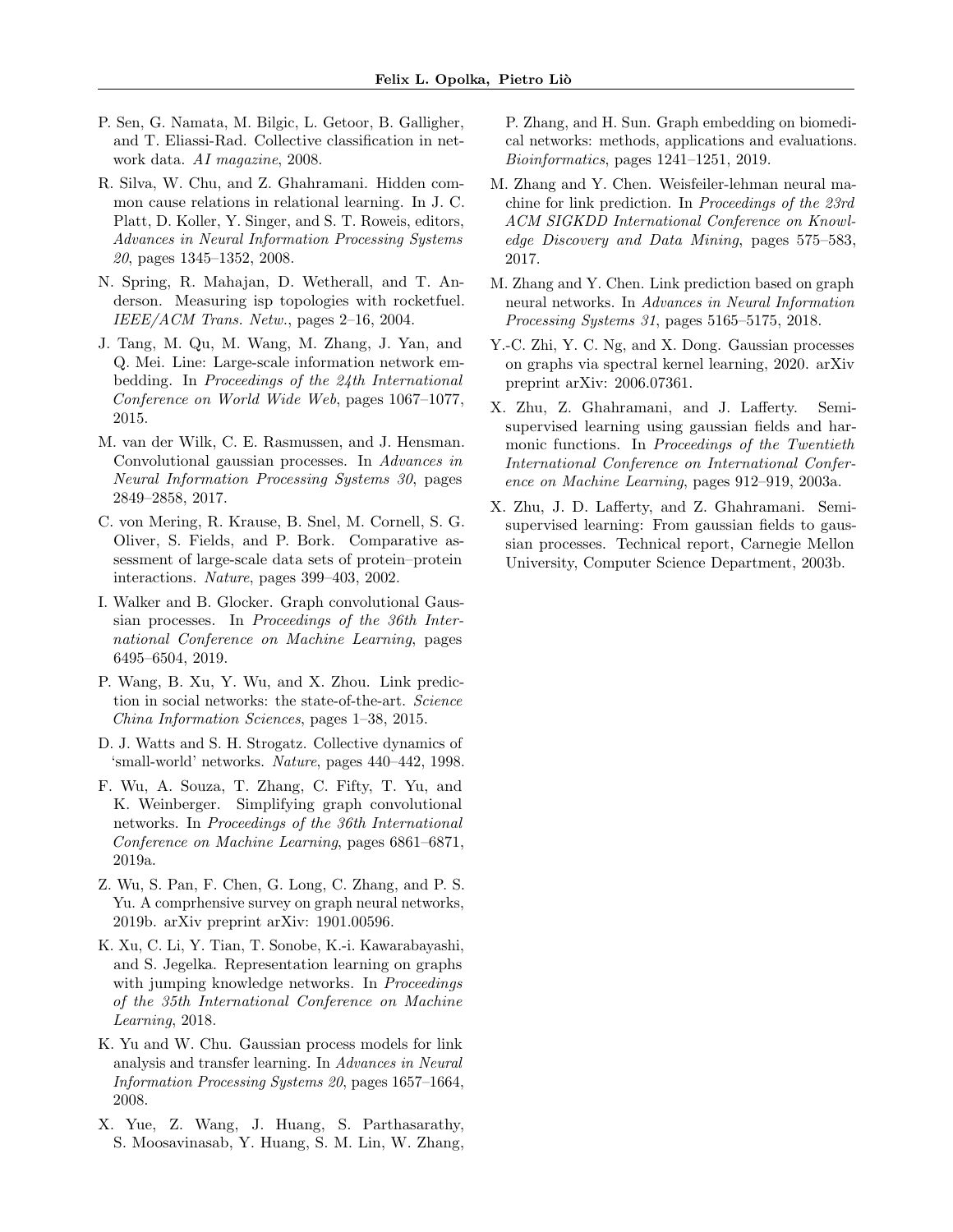P. Sen, G. Namata, M. Bilgic, L. Getoor, B. Galligher, and T. Eliassi-Rad. Collective classification in network data. *AI magazine*, 2008.

R. Silva, W. Chu, and Z. Ghahramani. Hidden common cause relations in relational learning. In J. C. Platt, D. Koller, Y. Singer, and S. T. Roweis, editors, *Advances in Neural Information Processing Systems 20*, pages 1345–1352, 2008.

N. Spring, R. Mahajan, D. Wetherall, and T. Anderson. Measuring isp topologies with rocketfuel. *IEEE/ACM Trans. Netw.*, pages 2–16, 2004.

J. Tang, M. Qu, M. Wang, M. Zhang, J. Yan, and Q. Mei. Line: Large-scale information network embedding. In *Proceedings of the 24th International Conference on World Wide Web*, pages 1067–1077, 2015.

M. van der Wilk, C. E. Rasmussen, and J. Hensman. Convolutional gaussian processes. In *Advances in Neural Information Processing Systems 30*, pages 2849–2858, 2017.

C. von Mering, R. Krause, B. Snel, M. Cornell, S. G. Oliver, S. Fields, and P. Bork. Comparative assessment of large-scale data sets of protein–protein interactions. *Nature*, pages 399–403, 2002.

I. Walker and B. Glocker. Graph convolutional Gaussian processes. In *Proceedings of the 36th International Conference on Machine Learning*, pages 6495–6504, 2019.

P. Wang, B. Xu, Y. Wu, and X. Zhou. Link prediction in social networks: the state-of-the-art. *Science China Information Sciences*, pages 1–38, 2015.

D. J. Watts and S. H. Strogatz. Collective dynamics of 'small-world' networks. *Nature*, pages 440–442, 1998.

F. Wu, A. Souza, T. Zhang, C. Fifty, T. Yu, and K. Weinberger. Simplifying graph convolutional networks. In *Proceedings of the 36th International Conference on Machine Learning*, pages 6861–6871, 2019a.

Z. Wu, S. Pan, F. Chen, G. Long, C. Zhang, and P. S. Yu. A comprhensive survey on graph neural networks, 2019b. arXiv preprint arXiv: 1901.00596.

K. Xu, C. Li, Y. Tian, T. Sonobe, K.-i. Kawarabayashi, and S. Jegelka. Representation learning on graphs with jumping knowledge networks. In *Proceedings of the 35th International Conference on Machine Learning*, 2018.

K. Yu and W. Chu. Gaussian process models for link analysis and transfer learning. In *Advances in Neural Information Processing Systems 20*, pages 1657–1664, 2008.

X. Yue, Z. Wang, J. Huang, S. Parthasarathy, S. Moosavinasab, Y. Huang, S. M. Lin, W. Zhang, P. Zhang, and H. Sun. Graph embedding on biomedical networks: methods, applications and evaluations. *Bioinformatics*, pages 1241–1251, 2019.

M. Zhang and Y. Chen. Weisfeiler-lehman neural machine for link prediction. In *Proceedings of the 23rd ACM SIGKDD International Conference on Knowledge Discovery and Data Mining*, pages 575–583, 2017.

M. Zhang and Y. Chen. Link prediction based on graph neural networks. In *Advances in Neural Information Processing Systems 31*, pages 5165–5175, 2018.

Y.-C. Zhi, Y. C. Ng, and X. Dong. Gaussian processes on graphs via spectral kernel learning, 2020. arXiv preprint arXiv: 2006.07361.

X. Zhu, Z. Ghahramani, and J. Lafferty. Semi-supervised learning using gaussian fields and harmonic functions. In *Proceedings of the Twentieth International Conference on International Conference on Machine Learning*, pages 912–919, 2003a.

X. Zhu, J. D. Lafferty, and Z. Ghahramani. Semi-supervised learning: From gaussian fields to gaussian processes. Technical report, Carnegie Mellon University, Computer Science Department, 2003b.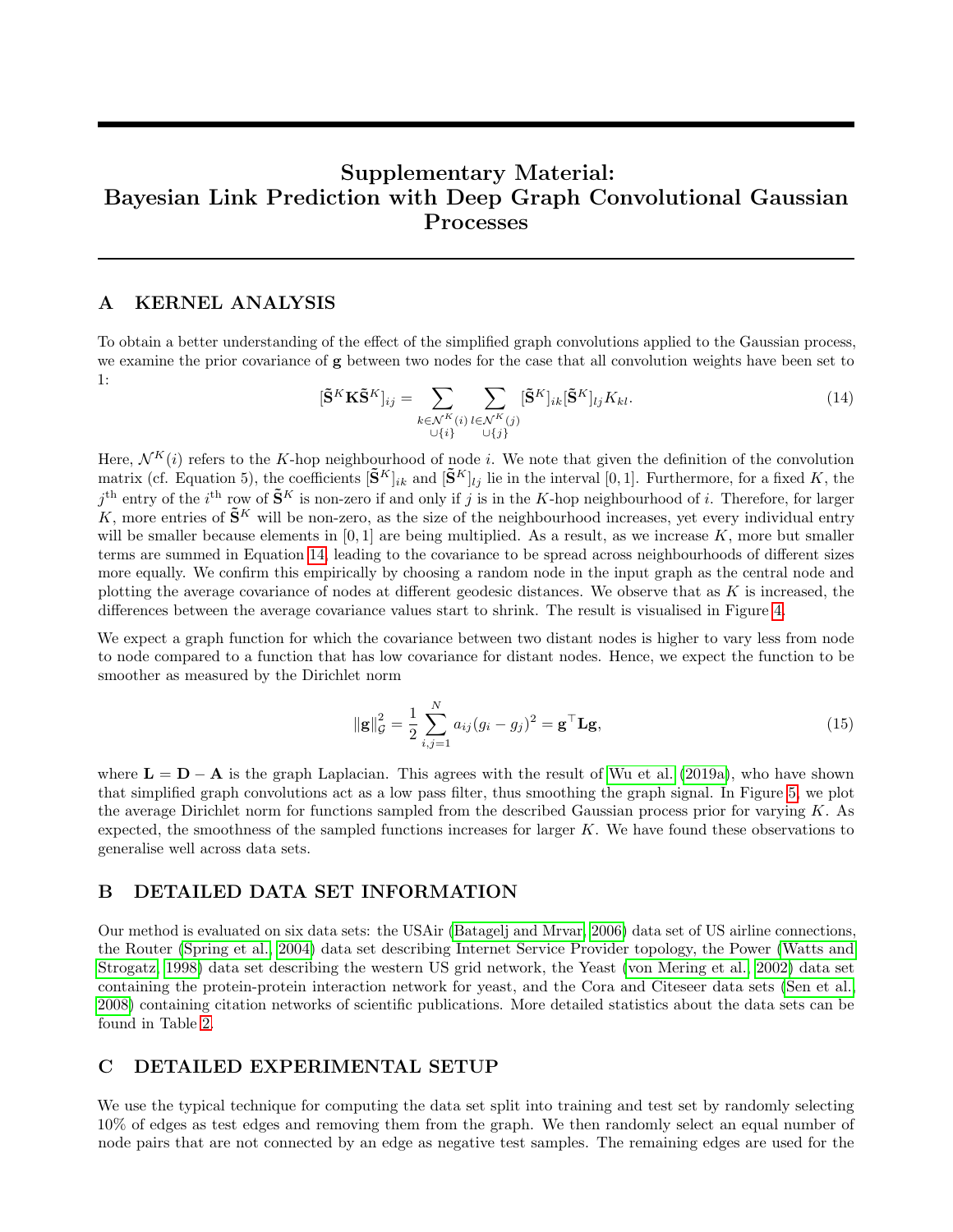# Supplementary Material: Bayesian Link Prediction with Deep Graph Convolutional Gaussian Processes

## A KERNEL ANALYSIS

To obtain a better understanding of the effect of the simplified graph convolutions applied to the Gaussian process, we examine the prior covariance of $\mathbf{g}$ between two nodes for the case that all convolution weights have been set to 1:

$$[\tilde{\mathbf{S}}^K \mathbf{K} \tilde{\mathbf{S}}^K]_{ij} = \sum_{\substack{k \in \mathcal{N}^K(i) \\ \cup \{i\}}} \sum_{\substack{l \in \mathcal{N}^K(j) \\ \cup \{j\}}} [\tilde{\mathbf{S}}^K]_{ik} [\tilde{\mathbf{S}}^K]_{lj} K_{kl}. \tag{14}$$

Here, $\mathcal{N}^K(i)$ refers to the $K$-hop neighbourhood of node $i$. We note that given the definition of the convolution matrix (cf. Equation 5), the coefficients $[\tilde{\mathbf{S}}^K]_{ik}$ and $[\tilde{\mathbf{S}}^K]_{lj}$ lie in the interval $[0, 1]$. Furthermore, for a fixed $K$, the $j^{\text{th}}$ entry of the $i^{\text{th}}$ row of $\tilde{\mathbf{S}}^K$ is non-zero if and only if $j$ is in the $K$-hop neighbourhood of $i$. Therefore, for larger $K$, more entries of $\tilde{\mathbf{S}}^K$ will be non-zero, as the size of the neighbourhood increases, yet every individual entry will be smaller because elements in $[0, 1]$ are being multiplied. As a result, as we increase $K$, more but smaller terms are summed in Equation 14, leading to the covariance to be spread across neighbourhoods of different sizes more equally. We confirm this empirically by choosing a random node in the input graph as the central node and plotting the average covariance of nodes at different geodesic distances. We observe that as $K$ is increased, the differences between the average covariance values start to shrink. The result is visualised in Figure 4.

We expect a graph function for which the covariance between two distant nodes is higher to vary less from node to node compared to a function that has low covariance for distant nodes. Hence, we expect the function to be smoother as measured by the Dirichlet norm

$$\|\mathbf{g}\|_{\mathcal{G}}^2 = \frac{1}{2} \sum_{i,j=1}^{N} a_{ij} (g_i - g_j)^2 = \mathbf{g}^\top \mathbf{L} \mathbf{g}, \tag{15}$$

where $\mathbf{L} = \mathbf{D} - \mathbf{A}$ is the graph Laplacian. This agrees with the result of Wu et al. (2019a), who have shown that simplified graph convolutions act as a low pass filter, thus smoothing the graph signal. In Figure 5, we plot the average Dirichlet norm for functions sampled from the described Gaussian process prior for varying $K$. As expected, the smoothness of the sampled functions increases for larger $K$. We have found these observations to generalise well across data sets.

## B DETAILED DATA SET INFORMATION

Our method is evaluated on six data sets: the USAir (Batagelj and Mrvar, 2006) data set of US airline connections, the Router (Spring et al., 2004) data set describing Internet Service Provider topology, the Power (Watts and Strogatz, 1998) data set describing the western US grid network, the Yeast (von Mering et al., 2002) data set containing the protein-protein interaction network for yeast, and the Cora and Citeseer data sets (Sen et al., 2008) containing citation networks of scientific publications. More detailed statistics about the data sets can be found in Table 2.

## C DETAILED EXPERIMENTAL SETUP

We use the typical technique for computing the data set split into training and test set by randomly selecting 10% of edges as test edges and removing them from the graph. We then randomly select an equal number of node pairs that are not connected by an edge as negative test samples. The remaining edges are used for the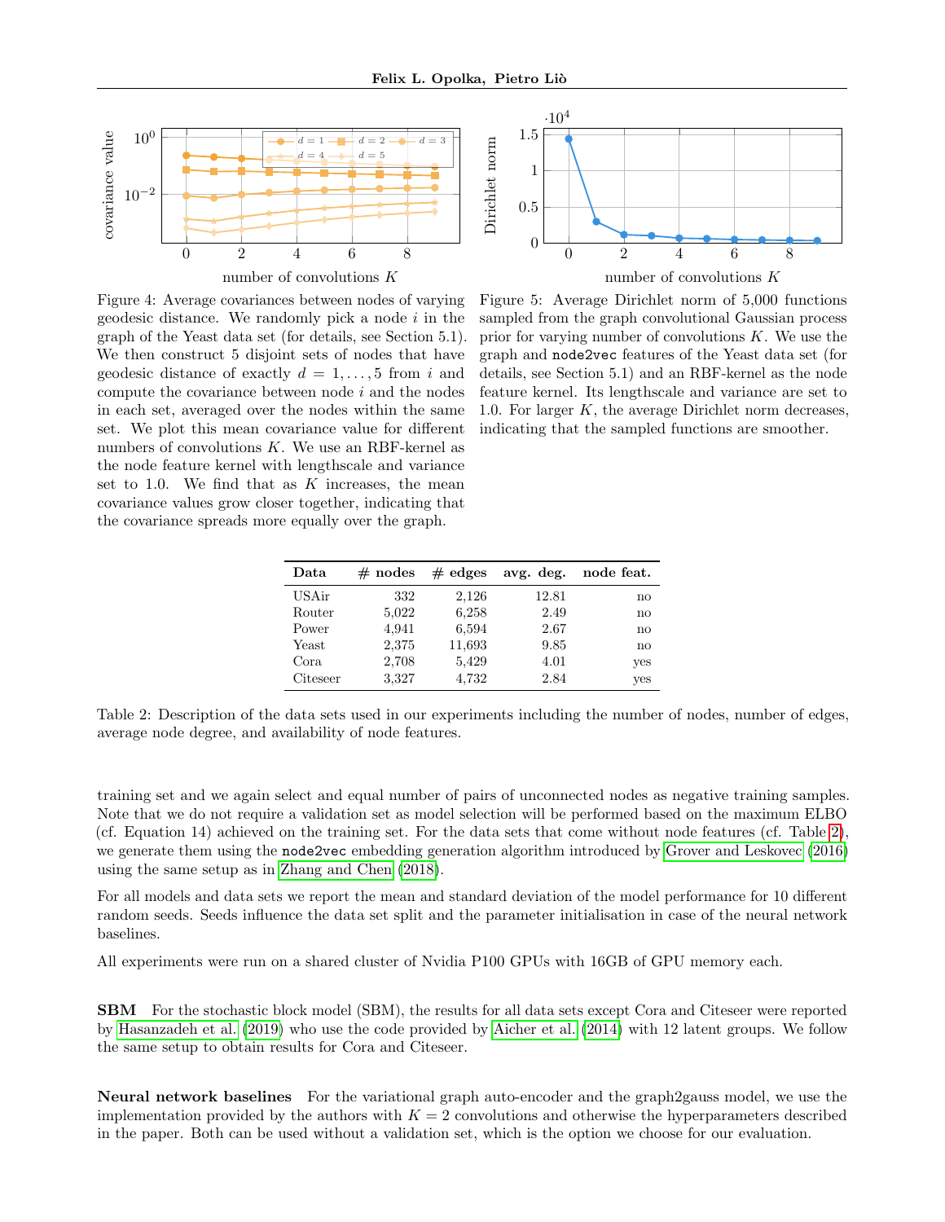Figure 4: Average covariances between nodes of varying geodesic distance. We randomly pick a node $i$ in the graph of the Yeast data set (for details, see Section 5.1). We then construct 5 disjoint sets of nodes that have geodesic distance of exactly $d = 1, \ldots, 5$ from $i$ and compute the covariance between node $i$ and the nodes in each set, averaged over the nodes within the same set. We plot this mean covariance value for different numbers of convolutions $K$. We use an RBF-kernel as the node feature kernel with lengthscale and variance set to 1.0. We find that as $K$ increases, the mean covariance values grow closer together, indicating that the covariance spreads more equally over the graph.

Figure 5: Average Dirichlet norm of 5,000 functions sampled from the graph convolutional Gaussian process prior for varying number of convolutions $K$. We use the graph and `node2vec` features of the Yeast data set (for details, see Section 5.1) and an RBF-kernel as the node feature kernel. Its lengthscale and variance are set to 1.0. For larger $K$, the average Dirichlet norm decreases, indicating that the sampled functions are smoother.

| Data | # nodes | # edges | avg. deg. | node feat. |
|---|---|---|---|---|
| USAir | 332 | 2,126 | 12.81 | no |
| Router | 5,022 | 6,258 | 2.49 | no |
| Power | 4,941 | 6,594 | 2.67 | no |
| Yeast | 2,375 | 11,693 | 9.85 | no |
| Cora | 2,708 | 5,429 | 4.01 | yes |
| Citeseer | 3,327 | 4,732 | 2.84 | yes |

Table 2: Description of the data sets used in our experiments including the number of nodes, number of edges, average node degree, and availability of node features.

training set and we again select and equal number of pairs of unconnected nodes as negative training samples. Note that we do not require a validation set as model selection will be performed based on the maximum ELBO (cf. Equation 14) achieved on the training set. For the data sets that come without node features (cf. Table 2), we generate them using the `node2vec` embedding generation algorithm introduced by Grover and Leskovec (2016) using the same setup as in Zhang and Chen (2018).

For all models and data sets we report the mean and standard deviation of the model performance for 10 different random seeds. Seeds influence the data set split and the parameter initialisation in case of the neural network baselines.

All experiments were run on a shared cluster of Nvidia P100 GPUs with 16GB of GPU memory each.

**SBM** For the stochastic block model (SBM), the results for all data sets except Cora and Citeseer were reported by Hasanzadeh et al. (2019) who use the code provided by Aicher et al. (2014) with 12 latent groups. We follow the same setup to obtain results for Cora and Citeseer.

**Neural network baselines** For the variational graph auto-encoder and the graph2gauss model, we use the implementation provided by the authors with $K = 2$ convolutions and otherwise the hyperparameters described in the paper. Both can be used without a validation set, which is the option we choose for our evaluation.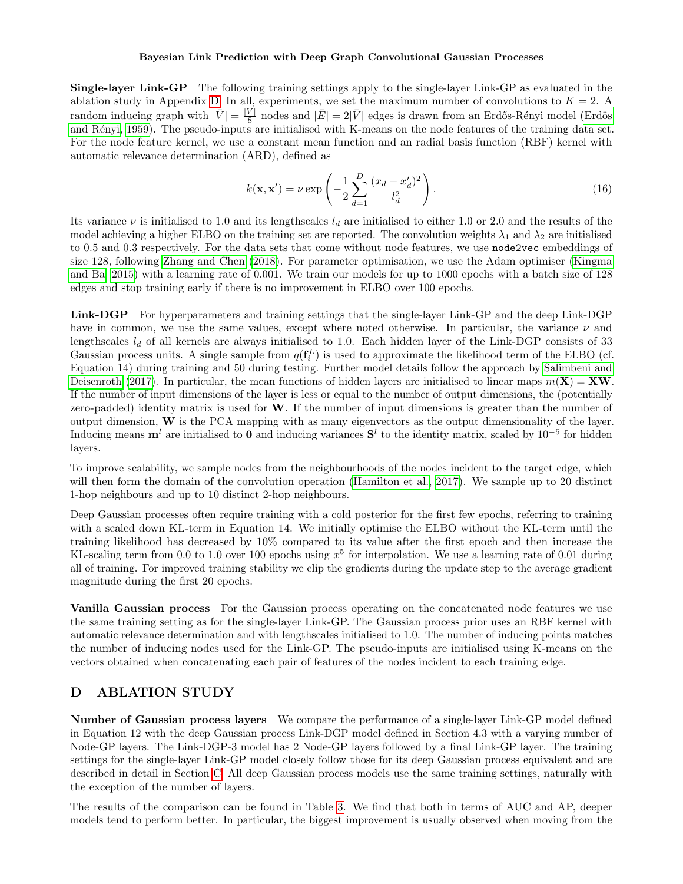**Single-layer Link-GP** The following training settings apply to the single-layer Link-GP as evaluated in the ablation study in Appendix D. In all, experiments, we set the maximum number of convolutions to $K = 2$. A random inducing graph with $|\bar{V}| = \frac{|V|}{8}$ nodes and $|\bar{E}| = 2|\bar{V}|$ edges is drawn from an Erdős-Rényi model (Erdös and Rényi, 1959). The pseudo-inputs are initialised with K-means on the node features of the training data set. For the node feature kernel, we use a constant mean function and an radial basis function (RBF) kernel with automatic relevance determination (ARD), defined as

$$k(\mathbf{x}, \mathbf{x}') = \nu \exp\left(-\frac{1}{2}\sum_{d=1}^{D} \frac{(x_d - x'_d)^2}{l_d^2}\right). \tag{16}$$

Its variance $\nu$ is initialised to 1.0 and its lengthscales $l_d$ are initialised to either 1.0 or 2.0 and the results of the model achieving a higher ELBO on the training set are reported. The convolution weights $\lambda_1$ and $\lambda_2$ are initialised to 0.5 and 0.3 respectively. For the data sets that come without node features, we use `node2vec` embeddings of size 128, following Zhang and Chen (2018). For parameter optimisation, we use the Adam optimiser (Kingma and Ba, 2015) with a learning rate of 0.001. We train our models for up to 1000 epochs with a batch size of 128 edges and stop training early if there is no improvement in ELBO over 100 epochs.

**Link-DGP** For hyperparameters and training settings that the single-layer Link-GP and the deep Link-DGP have in common, we use the same values, except where noted otherwise. In particular, the variance $\nu$ and lengthscales $l_d$ of all kernels are always initialised to 1.0. Each hidden layer of the Link-DGP consists of 33 Gaussian process units. A single sample from $q(\mathbf{f}_i^L)$ is used to approximate the likelihood term of the ELBO (cf. Equation 14) during training and 50 during testing. Further model details follow the approach by Salimbeni and Deisenroth (2017). In particular, the mean functions of hidden layers are initialised to linear maps $m(\mathbf{X}) = \mathbf{X}\mathbf{W}$. If the number of input dimensions of the layer is less or equal to the number of output dimensions, the (potentially zero-padded) identity matrix is used for $\mathbf{W}$. If the number of input dimensions is greater than the number of output dimension, $\mathbf{W}$ is the PCA mapping with as many eigenvectors as the output dimensionality of the layer. Inducing means $\mathbf{m}^l$ are initialised to $\mathbf{0}$ and inducing variances $\mathbf{S}^l$ to the identity matrix, scaled by $10^{-5}$ for hidden layers.

To improve scalability, we sample nodes from the neighbourhoods of the nodes incident to the target edge, which will then form the domain of the convolution operation (Hamilton et al., 2017). We sample up to 20 distinct 1-hop neighbours and up to 10 distinct 2-hop neighbours.

Deep Gaussian processes often require training with a cold posterior for the first few epochs, referring to training with a scaled down KL-term in Equation 14. We initially optimise the ELBO without the KL-term until the training likelihood has decreased by 10% compared to its value after the first epoch and then increase the KL-scaling term from 0.0 to 1.0 over 100 epochs using $x^5$ for interpolation. We use a learning rate of 0.01 during all of training. For improved training stability we clip the gradients during the update step to the average gradient magnitude during the first 20 epochs.

**Vanilla Gaussian process** For the Gaussian process operating on the concatenated node features we use the same training setting as for the single-layer Link-GP. The Gaussian process prior uses an RBF kernel with automatic relevance determination and with lengthscales initialised to 1.0. The number of inducing points matches the number of inducing nodes used for the Link-GP. The pseudo-inputs are initialised using K-means on the vectors obtained when concatenating each pair of features of the nodes incident to each training edge.

## D ABLATION STUDY

**Number of Gaussian process layers** We compare the performance of a single-layer Link-GP model defined in Equation 12 with the deep Gaussian process Link-DGP model defined in Section 4.3 with a varying number of Node-GP layers. The Link-DGP-3 model has 2 Node-GP layers followed by a final Link-GP layer. The training settings for the single-layer Link-GP model closely follow those for its deep Gaussian process equivalent and are described in detail in Section C. All deep Gaussian process models use the same training settings, naturally with the exception of the number of layers.

The results of the comparison can be found in Table 3. We find that both in terms of AUC and AP, deeper models tend to perform better. In particular, the biggest improvement is usually observed when moving from the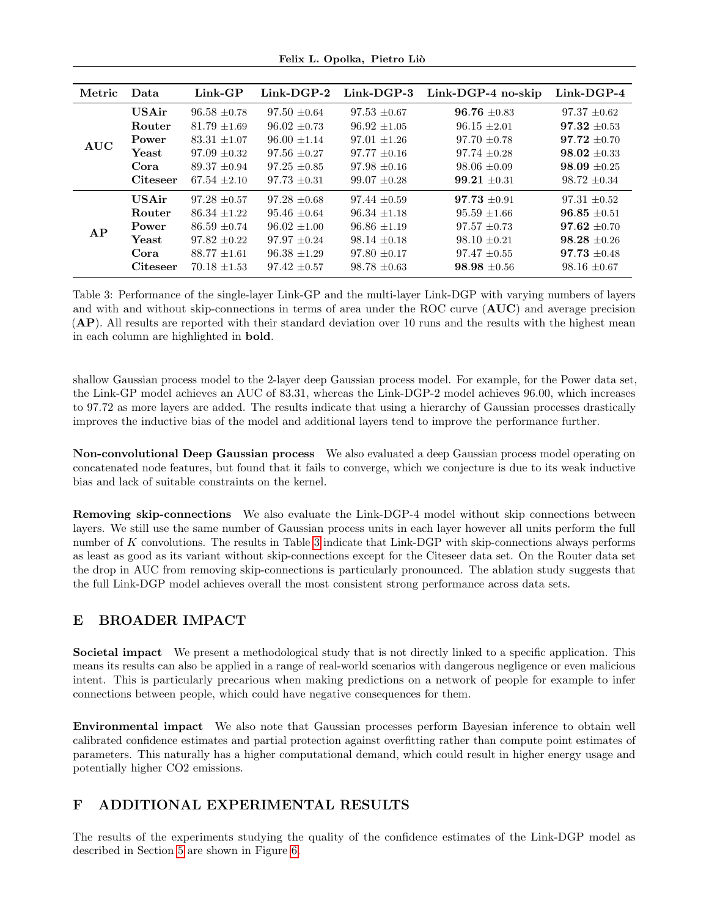| Metric | Data | Link-GP | Link-DGP-2 | Link-DGP-3 | Link-DGP-4 no-skip | Link-DGP-4 |
|---|---|---|---|---|---|---|
| **AUC** | **USAir** | 96.58 ±0.78 | 97.50 ±0.64 | 97.53 ±0.67 | **96.76** ±0.83 | 97.37 ±0.62 |
| | **Router** | 81.79 ±1.69 | 96.02 ±0.73 | 96.92 ±1.05 | 96.15 ±2.01 | **97.32** ±0.53 |
| | **Power** | 83.31 ±1.07 | 96.00 ±1.14 | 97.01 ±1.26 | 97.70 ±0.78 | **97.72** ±0.70 |
| | **Yeast** | 97.09 ±0.32 | 97.56 ±0.27 | 97.77 ±0.16 | 97.74 ±0.28 | **98.02** ±0.33 |
| | **Cora** | 89.37 ±0.94 | 97.25 ±0.85 | 97.98 ±0.16 | 98.06 ±0.09 | **98.09** ±0.25 |
| | **Citeseer** | 67.54 ±2.10 | 97.73 ±0.31 | 99.07 ±0.28 | **99.21** ±0.31 | 98.72 ±0.34 |
| **AP** | **USAir** | 97.28 ±0.57 | 97.28 ±0.68 | 97.44 ±0.59 | **97.73** ±0.91 | 97.31 ±0.52 |
| | **Router** | 86.34 ±1.22 | 95.46 ±0.64 | 96.34 ±1.18 | 95.59 ±1.66 | **96.85** ±0.51 |
| | **Power** | 86.59 ±0.74 | 96.02 ±1.00 | 96.86 ±1.19 | 97.57 ±0.73 | **97.62** ±0.70 |
| | **Yeast** | 97.82 ±0.22 | 97.97 ±0.24 | 98.14 ±0.18 | 98.10 ±0.21 | **98.28** ±0.26 |
| | **Cora** | 88.77 ±1.61 | 96.38 ±1.29 | 97.80 ±0.17 | 97.47 ±0.55 | **97.73** ±0.48 |
| | **Citeseer** | 70.18 ±1.53 | 97.42 ±0.57 | 98.78 ±0.63 | **98.98** ±0.56 | 98.16 ±0.67 |

Table 3: Performance of the single-layer Link-GP and the multi-layer Link-DGP with varying numbers of layers and with and without skip-connections in terms of area under the ROC curve (**AUC**) and average precision (**AP**). All results are reported with their standard deviation over 10 runs and the results with the highest mean in each column are highlighted in **bold**.

shallow Gaussian process model to the 2-layer deep Gaussian process model. For example, for the Power data set, the Link-GP model achieves an AUC of 83.31, whereas the Link-DGP-2 model achieves 96.00, which increases to 97.72 as more layers are added. The results indicate that using a hierarchy of Gaussian processes drastically improves the inductive bias of the model and additional layers tend to improve the performance further.

**Non-convolutional Deep Gaussian process** We also evaluated a deep Gaussian process model operating on concatenated node features, but found that it fails to converge, which we conjecture is due to its weak inductive bias and lack of suitable constraints on the kernel.

**Removing skip-connections** We also evaluate the Link-DGP-4 model without skip connections between layers. We still use the same number of Gaussian process units in each layer however all units perform the full number of $K$ convolutions. The results in Table 3 indicate that Link-DGP with skip-connections always performs as least as good as its variant without skip-connections except for the Citeseer data set. On the Router data set the drop in AUC from removing skip-connections is particularly pronounced. The ablation study suggests that the full Link-DGP model achieves overall the most consistent strong performance across data sets.

## E BROADER IMPACT

**Societal impact** We present a methodological study that is not directly linked to a specific application. This means its results can also be applied in a range of real-world scenarios with dangerous negligence or even malicious intent. This is particularly precarious when making predictions on a network of people for example to infer connections between people, which could have negative consequences for them.

**Environmental impact** We also note that Gaussian processes perform Bayesian inference to obtain well calibrated confidence estimates and partial protection against overfitting rather than compute point estimates of parameters. This naturally has a higher computational demand, which could result in higher energy usage and potentially higher CO2 emissions.

## F ADDITIONAL EXPERIMENTAL RESULTS

The results of the experiments studying the quality of the confidence estimates of the Link-DGP model as described in Section 5 are shown in Figure 6.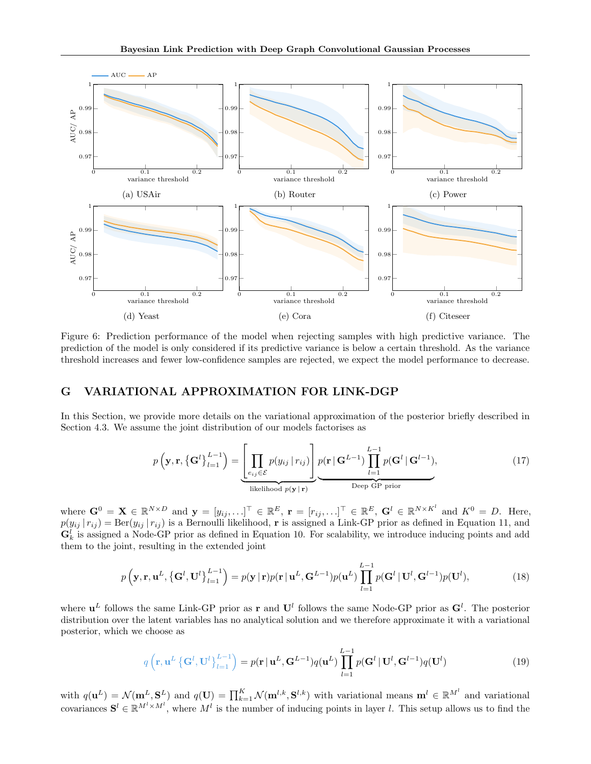(a) USAir

(b) Router

(c) Power

(d) Yeast

(e) Cora

(f) Citeseer

Figure 6: Prediction performance of the model when rejecting samples with high predictive variance. The prediction of the model is only considered if its predictive variance is below a certain threshold. As the variance threshold increases and fewer low-confidence samples are rejected, we expect the model performance to decrease.

# G VARIATIONAL APPROXIMATION FOR LINK-DGP

In this Section, we provide more details on the variational approximation of the posterior briefly described in Section 4.3. We assume the joint distribution of our models factorises as

$$p\left(\mathbf{y}, \mathbf{r}, \left\{\mathbf{G}^l\right\}_{l=1}^{L-1}\right) = \underbrace{\left[\prod_{e_{ij} \in \mathcal{E}} p(y_{ij} \mid r_{ij})\right]}_{\text{likelihood } p(\mathbf{y} \mid \mathbf{r})} \underbrace{p(\mathbf{r} \mid \mathbf{G}^{L-1}) \prod_{l=1}^{L-1} p(\mathbf{G}^l \mid \mathbf{G}^{l-1})}_{\text{Deep GP prior}}, \tag{17}$$

where $\mathbf{G}^0 = \mathbf{X} \in \mathbb{R}^{N \times D}$ and $\mathbf{y} = [y_{ij}, \dots]^\top \in \mathbb{R}^E$, $\mathbf{r} = [r_{ij}, \dots]^\top \in \mathbb{R}^E$, $\mathbf{G}^l \in \mathbb{R}^{N \times K^l}$ and $K^0 = D$. Here, $p(y_{ij} \mid r_{ij}) = \text{Ber}(y_{ij} \mid r_{ij})$ is a Bernoulli likelihood, $\mathbf{r}$ is assigned a Link-GP prior as defined in Equation 11, and $\mathbf{G}^l_k$ is assigned a Node-GP prior as defined in Equation 10. For scalability, we introduce inducing points and add them to the joint, resulting in the extended joint

$$p\left(\mathbf{y}, \mathbf{r}, \mathbf{u}^L, \left\{\mathbf{G}^l, \mathbf{U}^l\right\}_{l=1}^{L-1}\right) = p(\mathbf{y} \mid \mathbf{r}) p(\mathbf{r} \mid \mathbf{u}^L, \mathbf{G}^{L-1}) p(\mathbf{u}^L) \prod_{l=1}^{L-1} p(\mathbf{G}^l \mid \mathbf{U}^l, \mathbf{G}^{l-1}) p(\mathbf{U}^l), \tag{18}$$

where $\mathbf{u}^L$ follows the same Link-GP prior as $\mathbf{r}$ and $\mathbf{U}^l$ follows the same Node-GP prior as $\mathbf{G}^l$. The posterior distribution over the latent variables has no analytical solution and we therefore approximate it with a variational posterior, which we choose as

$$q\left(\mathbf{r}, \mathbf{u}^L \left\{\mathbf{G}^l, \mathbf{U}^l\right\}_{l=1}^{L-1}\right) = p(\mathbf{r} \mid \mathbf{u}^L, \mathbf{G}^{L-1}) q(\mathbf{u}^L) \prod_{l=1}^{L-1} p(\mathbf{G}^l \mid \mathbf{U}^l, \mathbf{G}^{l-1}) q(\mathbf{U}^l) \tag{19}$$

with $q(\mathbf{u}^L) = \mathcal{N}(\mathbf{m}^L, \mathbf{S}^L)$ and $q(\mathbf{U}) = \prod_{k=1}^K \mathcal{N}(\mathbf{m}^{l,k}, \mathbf{S}^{l,k})$ with variational means $\mathbf{m}^l \in \mathbb{R}^{M^l}$ and variational covariances $\mathbf{S}^l \in \mathbb{R}^{M^l \times M^l}$, where $M^l$ is the number of inducing points in layer $l$. This setup allows us to find the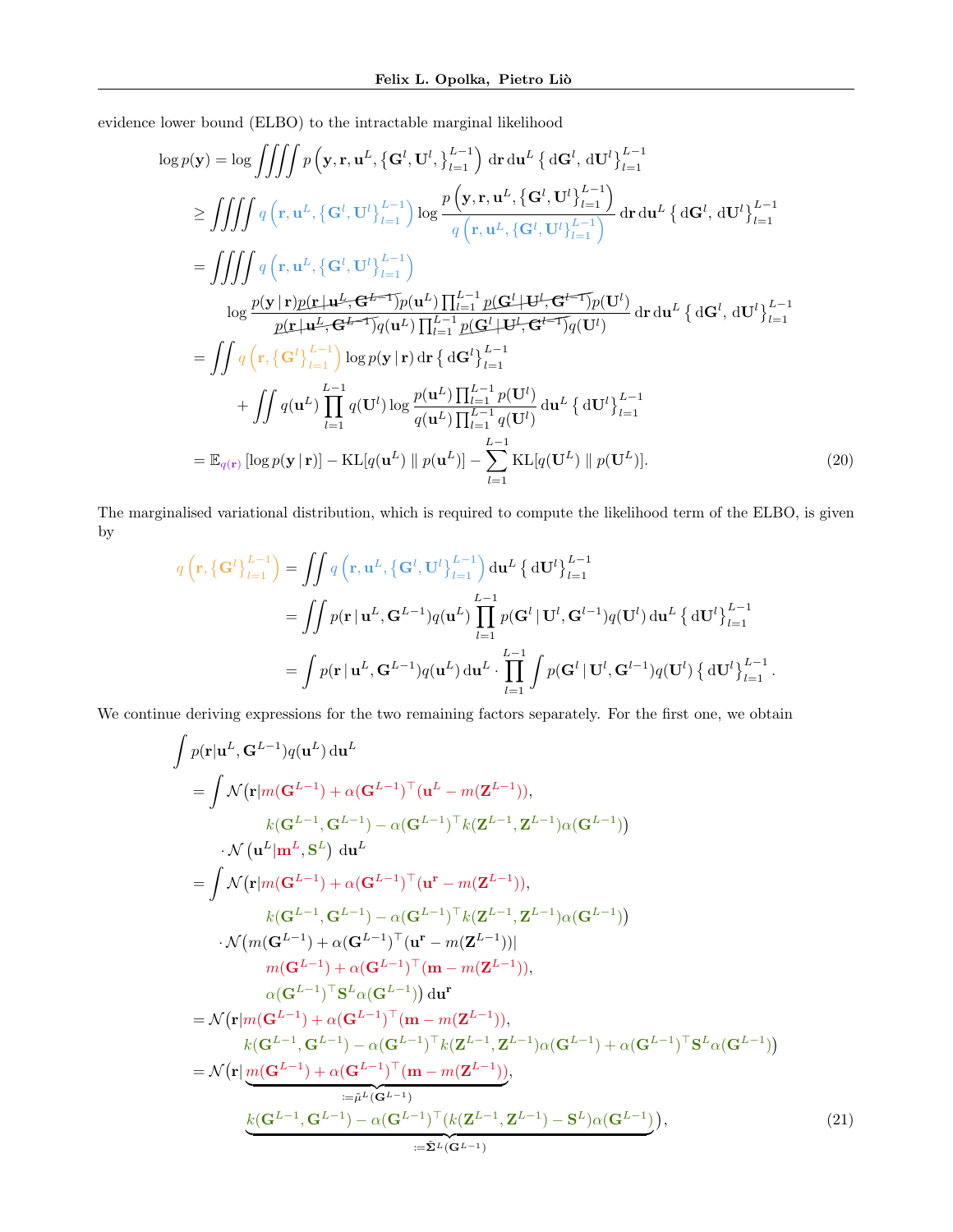evidence lower bound (ELBO) to the intractable marginal likelihood

$$
\begin{aligned}
\log p(\mathbf{y}) &= \log \iiiint p\left(\mathbf{y}, \mathbf{r}, \mathbf{u}^L, \left\{\mathbf{G}^l, \mathbf{U}^l, \right\}_{l=1}^{L-1}\right) \mathrm{d}\mathbf{r} \, \mathrm{d}\mathbf{u}^L \left\{ \mathrm{d}\mathbf{G}^l, \, \mathrm{d}\mathbf{U}^l \right\}_{l=1}^{L-1} \\
&\geq \iiiint q\left(\mathbf{r}, \mathbf{u}^L, \left\{\mathbf{G}^l, \mathbf{U}^l\right\}_{l=1}^{L-1}\right) \log \frac{p\left(\mathbf{y}, \mathbf{r}, \mathbf{u}^L, \left\{\mathbf{G}^l, \mathbf{U}^l\right\}_{l=1}^{L-1}\right)}{q\left(\mathbf{r}, \mathbf{u}^L, \left\{\mathbf{G}^l, \mathbf{U}^l\right\}_{l=1}^{L-1}\right)} \mathrm{d}\mathbf{r} \, \mathrm{d}\mathbf{u}^L \left\{ \mathrm{d}\mathbf{G}^l, \, \mathrm{d}\mathbf{U}^l \right\}_{l=1}^{L-1} \\
&= \iiiint q\left(\mathbf{r}, \mathbf{u}^L, \left\{\mathbf{G}^l, \mathbf{U}^l\right\}_{l=1}^{L-1}\right) \\
&\qquad \log \frac{p(\mathbf{y} \,|\, \mathbf{r}) \cancel{p(\mathbf{r} \,|\, \mathbf{u}^L, \mathbf{G}^{L-1})} p(\mathbf{u}^L) \prod_{l=1}^{L-1} \cancel{p(\mathbf{G}^l \,|\, \mathbf{U}^l, \mathbf{G}^{l-1})} p(\mathbf{U}^l)}{\cancel{p(\mathbf{r} \,|\, \mathbf{u}^L, \mathbf{G}^{L-1})} q(\mathbf{u}^L) \prod_{l=1}^{L-1} \cancel{p(\mathbf{G}^l \,|\, \mathbf{U}^l, \mathbf{G}^{l-1})} q(\mathbf{U}^l)} \mathrm{d}\mathbf{r} \, \mathrm{d}\mathbf{u}^L \left\{ \mathrm{d}\mathbf{G}^l, \, \mathrm{d}\mathbf{U}^l \right\}_{l=1}^{L-1} \\
&= \iint q\left(\mathbf{r}, \left\{\mathbf{G}^l\right\}_{l=1}^{L-1}\right) \log p(\mathbf{y} \,|\, \mathbf{r}) \, \mathrm{d}\mathbf{r} \left\{ \mathrm{d}\mathbf{G}^l \right\}_{l=1}^{L-1} \\
&\qquad + \iint q(\mathbf{u}^L) \prod_{l=1}^{L-1} q(\mathbf{U}^l) \log \frac{p(\mathbf{u}^L) \prod_{l=1}^{L-1} p(\mathbf{U}^l)}{q(\mathbf{u}^L) \prod_{l=1}^{L-1} q(\mathbf{U}^l)} \mathrm{d}\mathbf{u}^L \left\{ \mathrm{d}\mathbf{U}^l \right\}_{l=1}^{L-1} \\
&= \mathbb{E}_{q(\mathbf{r})} \left[ \log p(\mathbf{y} \,|\, \mathbf{r}) \right] - \mathrm{KL}[q(\mathbf{u}^L) \parallel p(\mathbf{u}^L)] - \sum_{l=1}^{L-1} \mathrm{KL}[q(\mathbf{U}^L) \parallel p(\mathbf{U}^L)].
\end{aligned} \tag{20}
$$

The marginalised variational distribution, which is required to compute the likelihood term of the ELBO, is given by

$$
\begin{aligned}
q\left(\mathbf{r}, \left\{\mathbf{G}^l\right\}_{l=1}^{L-1}\right) &= \iint q\left(\mathbf{r}, \mathbf{u}^L, \left\{\mathbf{G}^l, \mathbf{U}^l\right\}_{l=1}^{L-1}\right) \mathrm{d}\mathbf{u}^L \left\{ \mathrm{d}\mathbf{U}^l \right\}_{l=1}^{L-1} \\
&= \iint p(\mathbf{r} \,|\, \mathbf{u}^L, \mathbf{G}^{L-1}) q(\mathbf{u}^L) \prod_{l=1}^{L-1} p(\mathbf{G}^l \,|\, \mathbf{U}^l, \mathbf{G}^{l-1}) q(\mathbf{U}^l) \, \mathrm{d}\mathbf{u}^L \left\{ \mathrm{d}\mathbf{U}^l \right\}_{l=1}^{L-1} \\
&= \int p(\mathbf{r} \,|\, \mathbf{u}^L, \mathbf{G}^{L-1}) q(\mathbf{u}^L) \, \mathrm{d}\mathbf{u}^L \cdot \prod_{l=1}^{L-1} \int p(\mathbf{G}^l \,|\, \mathbf{U}^l, \mathbf{G}^{l-1}) q(\mathbf{U}^l) \left\{ \mathrm{d}\mathbf{U}^l \right\}_{l=1}^{L-1}.
\end{aligned}
$$

We continue deriving expressions for the two remaining factors separately. For the first one, we obtain

$$
\begin{aligned}
&\int p(\mathbf{r} | \mathbf{u}^L, \mathbf{G}^{L-1}) q(\mathbf{u}^L) \, \mathrm{d}\mathbf{u}^L \\
&= \int \mathcal{N}\big(\mathbf{r} | m(\mathbf{G}^{L-1}) + \alpha(\mathbf{G}^{L-1})^\top (\mathbf{u}^L - m(\mathbf{Z}^{L-1})), \\
&\qquad\qquad k(\mathbf{G}^{L-1}, \mathbf{G}^{L-1}) - \alpha(\mathbf{G}^{L-1})^\top k(\mathbf{Z}^{L-1}, \mathbf{Z}^{L-1}) \alpha(\mathbf{G}^{L-1})\big) \\
&\qquad \cdot \mathcal{N}\left(\mathbf{u}^L | \mathbf{m}^L, \mathbf{S}^L\right) \, \mathrm{d}\mathbf{u}^L \\
&= \int \mathcal{N}\big(\mathbf{r} | m(\mathbf{G}^{L-1}) + \alpha(\mathbf{G}^{L-1})^\top (\mathbf{u}^\mathbf{r} - m(\mathbf{Z}^{L-1})), \\
&\qquad\qquad k(\mathbf{G}^{L-1}, \mathbf{G}^{L-1}) - \alpha(\mathbf{G}^{L-1})^\top k(\mathbf{Z}^{L-1}, \mathbf{Z}^{L-1}) \alpha(\mathbf{G}^{L-1})\big) \\
&\qquad \cdot \mathcal{N}\big(m(\mathbf{G}^{L-1}) + \alpha(\mathbf{G}^{L-1})^\top (\mathbf{u}^\mathbf{r} - m(\mathbf{Z}^{L-1})) | \\
&\qquad\qquad m(\mathbf{G}^{L-1}) + \alpha(\mathbf{G}^{L-1})^\top (\mathbf{m} - m(\mathbf{Z}^{L-1})), \\
&\qquad\qquad \alpha(\mathbf{G}^{L-1})^\top \mathbf{S}^L \alpha(\mathbf{G}^{L-1})\big) \, \mathrm{d}\mathbf{u}^\mathbf{r} \\
&= \mathcal{N}\big(\mathbf{r} | m(\mathbf{G}^{L-1}) + \alpha(\mathbf{G}^{L-1})^\top (\mathbf{m} - m(\mathbf{Z}^{L-1})), \\
&\qquad k(\mathbf{G}^{L-1}, \mathbf{G}^{L-1}) - \alpha(\mathbf{G}^{L-1})^\top k(\mathbf{Z}^{L-1}, \mathbf{Z}^{L-1}) \alpha(\mathbf{G}^{L-1}) + \alpha(\mathbf{G}^{L-1})^\top \mathbf{S}^L \alpha(\mathbf{G}^{L-1})\big) \\
&= \mathcal{N}\big(\mathbf{r} | \underbrace{m(\mathbf{G}^{L-1}) + \alpha(\mathbf{G}^{L-1})^\top (\mathbf{m} - m(\mathbf{Z}^{L-1}))}_{:=\tilde{\mu}^L(\mathbf{G}^{L-1})}, \\
&\qquad \underbrace{k(\mathbf{G}^{L-1}, \mathbf{G}^{L-1}) - \alpha(\mathbf{G}^{L-1})^\top (k(\mathbf{Z}^{L-1}, \mathbf{Z}^{L-1}) - \mathbf{S}^L) \alpha(\mathbf{G}^{L-1})}_{:=\tilde{\mathbf{\Sigma}}^L(\mathbf{G}^{L-1})}\big),
\end{aligned} \tag{21}
$$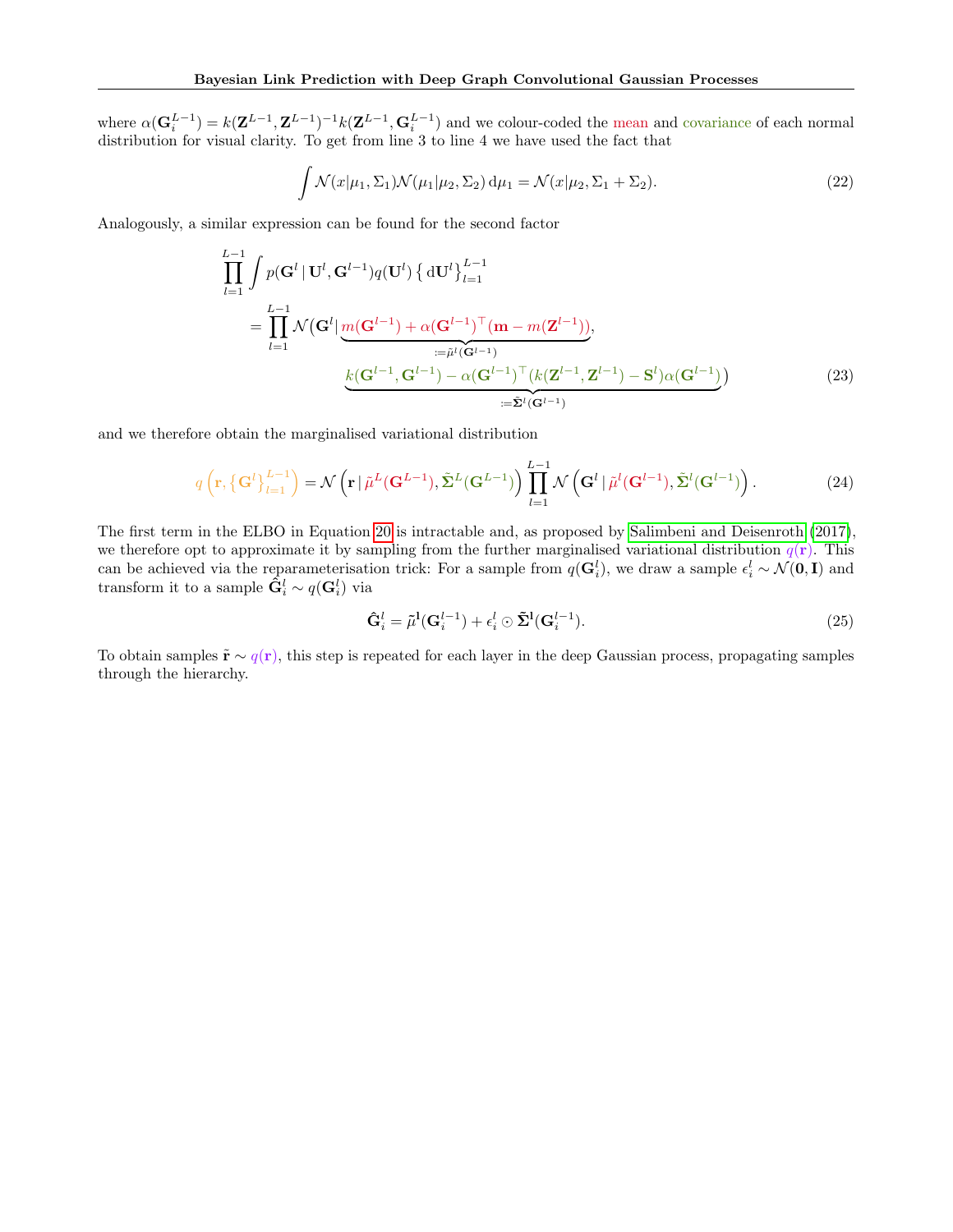where $\alpha(\mathbf{G}_i^{L-1}) = k(\mathbf{Z}^{L-1}, \mathbf{Z}^{L-1})^{-1} k(\mathbf{Z}^{L-1}, \mathbf{G}_i^{L-1})$ and we colour-coded the mean and covariance of each normal distribution for visual clarity. To get from line 3 to line 4 we have used the fact that

$$\int \mathcal{N}(x|\mu_1, \Sigma_1)\mathcal{N}(\mu_1|\mu_2, \Sigma_2)\,\mathrm{d}\mu_1 = \mathcal{N}(x|\mu_2, \Sigma_1 + \Sigma_2). \tag{22}$$

Analogously, a similar expression can be found for the second factor

$$\begin{aligned}
&\prod_{l=1}^{L-1} \int p(\mathbf{G}^l \mid \mathbf{U}^l, \mathbf{G}^{l-1}) q(\mathbf{U}^l) \left\{ \mathrm{d}\mathbf{U}^l \right\}_{l=1}^{L-1} \\
&\quad = \prod_{l=1}^{L-1} \mathcal{N}\big(\mathbf{G}^l | \underbrace{m(\mathbf{G}^{l-1}) + \alpha(\mathbf{G}^{l-1})^\top (\mathbf{m} - m(\mathbf{Z}^{l-1}))}_{:=\tilde{\mu}^l(\mathbf{G}^{l-1})}, \\
&\qquad\qquad \underbrace{k(\mathbf{G}^{l-1}, \mathbf{G}^{l-1}) - \alpha(\mathbf{G}^{l-1})^\top (k(\mathbf{Z}^{l-1}, \mathbf{Z}^{l-1}) - \mathbf{S}^l)\alpha(\mathbf{G}^{l-1})}_{:=\tilde{\mathbf{\Sigma}}^l(\mathbf{G}^{l-1})}\big)
\end{aligned} \tag{23}$$

and we therefore obtain the marginalised variational distribution

$$q\left(\mathbf{r}, \left\{\mathbf{G}^l\right\}_{l=1}^{L-1}\right) = \mathcal{N}\left(\mathbf{r} \mid \tilde{\mu}^L(\mathbf{G}^{L-1}), \tilde{\mathbf{\Sigma}}^L(\mathbf{G}^{L-1})\right) \prod_{l=1}^{L-1} \mathcal{N}\left(\mathbf{G}^l \mid \tilde{\mu}^l(\mathbf{G}^{l-1}), \tilde{\mathbf{\Sigma}}^l(\mathbf{G}^{l-1})\right). \tag{24}$$

The first term in the ELBO in Equation 20 is intractable and, as proposed by Salimbeni and Deisenroth (2017), we therefore opt to approximate it by sampling from the further marginalised variational distribution $q(\mathbf{r})$. This can be achieved via the reparameterisation trick: For a sample from $q(\mathbf{G}_i^l)$, we draw a sample $\epsilon_i^l \sim \mathcal{N}(\mathbf{0}, \mathbf{I})$ and transform it to a sample $\hat{\mathbf{G}}_i^l \sim q(\mathbf{G}_i^l)$ via

$$\hat{\mathbf{G}}_i^l = \tilde{\mu}^{\mathbf{l}}(\mathbf{G}_i^{l-1}) + \epsilon_i^l \odot \tilde{\mathbf{\Sigma}}^{\mathbf{l}}(\mathbf{G}_i^{l-1}). \tag{25}$$

To obtain samples $\tilde{\mathbf{r}} \sim q(\mathbf{r})$, this step is repeated for each layer in the deep Gaussian process, propagating samples through the hierarchy.